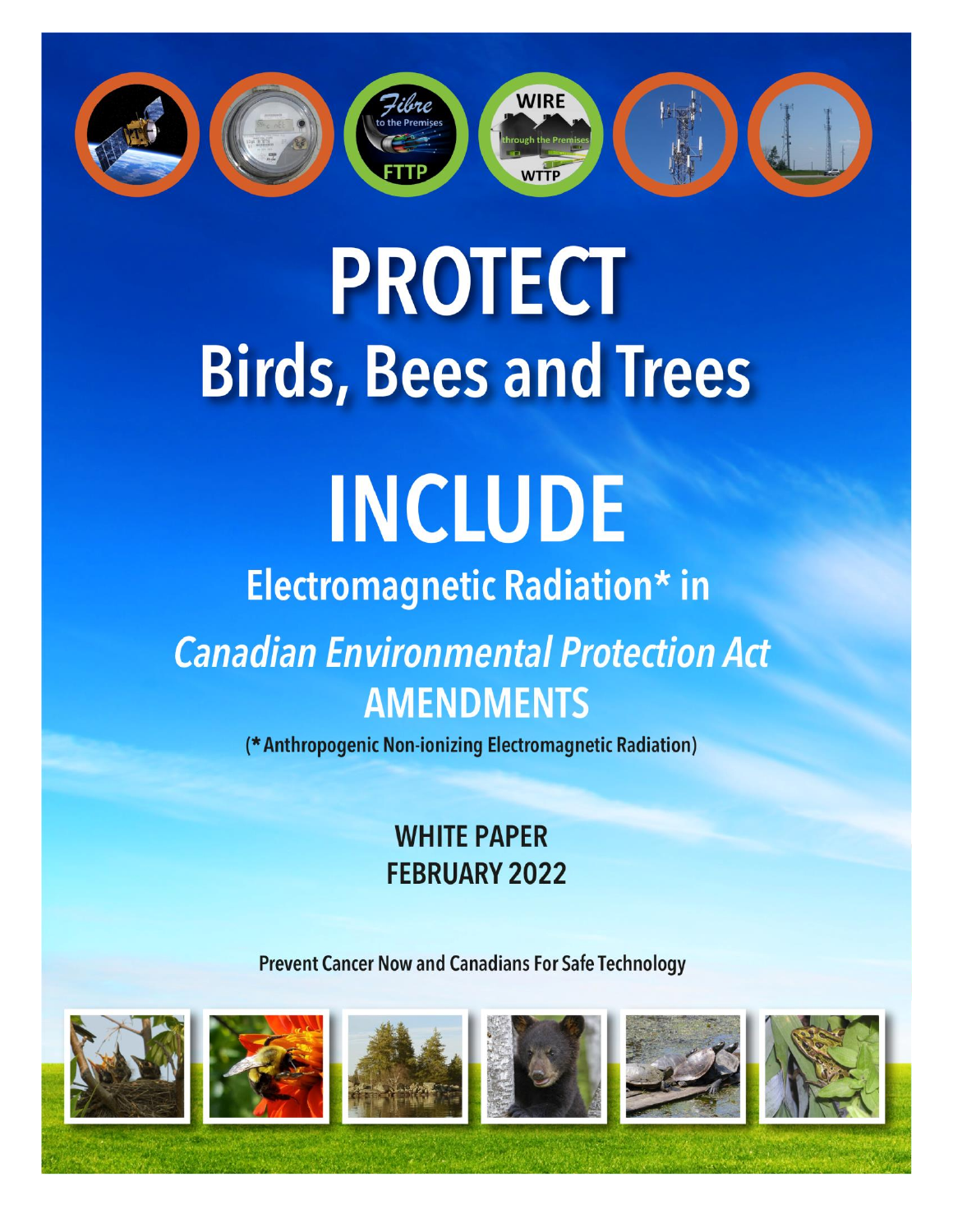# PROTECT

## Birds, Bees and Trees

# INCLUDE

## Electromagnetic Radiation* in

## *Canadian Environmental Protection Act* AMENDMENTS

(*Anthropogenic Non-ionizing Electromagnetic Radiation)

**WHITE PAPER**
**FEBRUARY 2022**

**Prevent Cancer Now and Canadians For Safe Technology**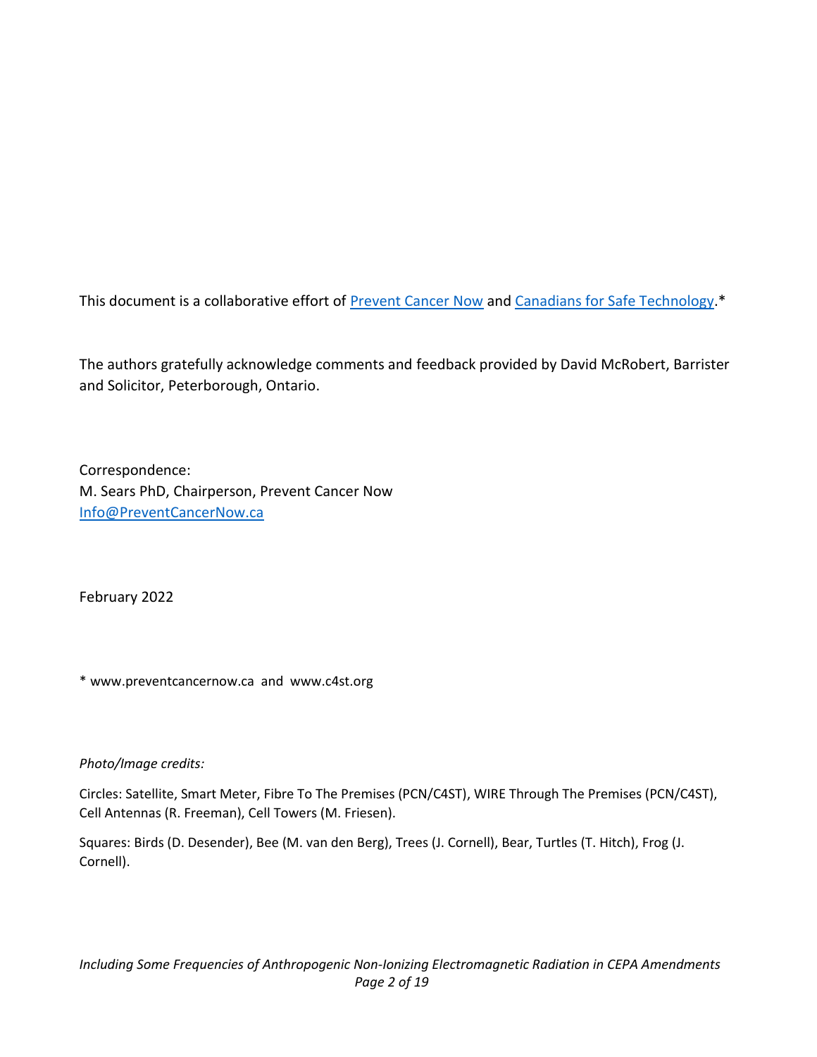This document is a collaborative effort of [Prevent Cancer Now](http://www.preventcancernow.ca) and [Canadians for Safe Technology](http://www.c4st.org).*

The authors gratefully acknowledge comments and feedback provided by David McRobert, Barrister and Solicitor, Peterborough, Ontario.

Correspondence:
M. Sears PhD, Chairperson, Prevent Cancer Now
[Info@PreventCancerNow.ca](mailto:Info@PreventCancerNow.ca)

February 2022

* www.preventcancernow.ca and www.c4st.org

*Photo/Image credits:*

Circles: Satellite, Smart Meter, Fibre To The Premises (PCN/C4ST), WIRE Through The Premises (PCN/C4ST), Cell Antennas (R. Freeman), Cell Towers (M. Friesen).

Squares: Birds (D. Desender), Bee (M. van den Berg), Trees (J. Cornell), Bear, Turtles (T. Hitch), Frog (J. Cornell).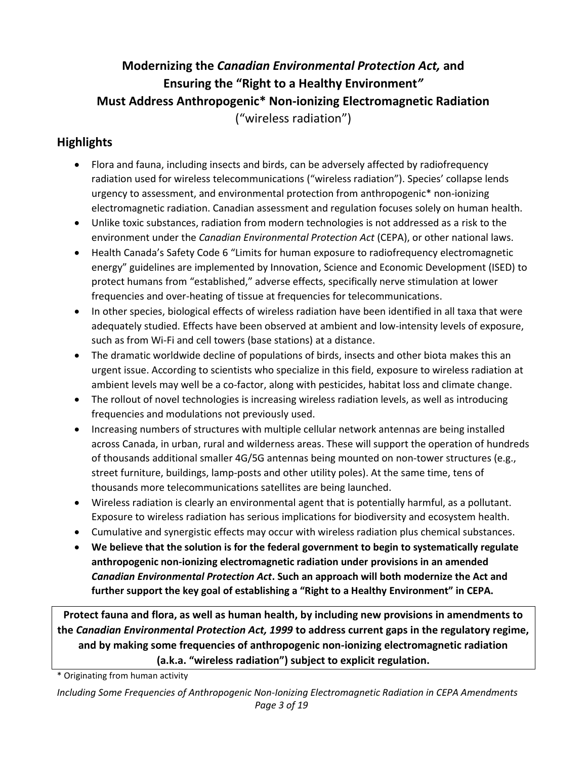# Modernizing the *Canadian Environmental Protection Act,* and Ensuring the "Right to a Healthy Environment*"* Must Address Anthropogenic* Non-ionizing Electromagnetic Radiation

("wireless radiation")

## Highlights

- Flora and fauna, including insects and birds, can be adversely affected by radiofrequency radiation used for wireless telecommunications ("wireless radiation"). Species' collapse lends urgency to assessment, and environmental protection from anthropogenic* non-ionizing electromagnetic radiation. Canadian assessment and regulation focuses solely on human health.
- Unlike toxic substances, radiation from modern technologies is not addressed as a risk to the environment under the *Canadian Environmental Protection Act* (CEPA), or other national laws.
- Health Canada's Safety Code 6 "Limits for human exposure to radiofrequency electromagnetic energy" guidelines are implemented by Innovation, Science and Economic Development (ISED) to protect humans from "established," adverse effects, specifically nerve stimulation at lower frequencies and over-heating of tissue at frequencies for telecommunications.
- In other species, biological effects of wireless radiation have been identified in all taxa that were adequately studied. Effects have been observed at ambient and low-intensity levels of exposure, such as from Wi-Fi and cell towers (base stations) at a distance.
- The dramatic worldwide decline of populations of birds, insects and other biota makes this an urgent issue. According to scientists who specialize in this field, exposure to wireless radiation at ambient levels may well be a co-factor, along with pesticides, habitat loss and climate change.
- The rollout of novel technologies is increasing wireless radiation levels, as well as introducing frequencies and modulations not previously used.
- Increasing numbers of structures with multiple cellular network antennas are being installed across Canada, in urban, rural and wilderness areas. These will support the operation of hundreds of thousands additional smaller 4G/5G antennas being mounted on non-tower structures (e.g., street furniture, buildings, lamp-posts and other utility poles). At the same time, tens of thousands more telecommunications satellites are being launched.
- Wireless radiation is clearly an environmental agent that is potentially harmful, as a pollutant. Exposure to wireless radiation has serious implications for biodiversity and ecosystem health.
- Cumulative and synergistic effects may occur with wireless radiation plus chemical substances.
- **We believe that the solution is for the federal government to begin to systematically regulate anthropogenic non-ionizing electromagnetic radiation under provisions in an amended *Canadian Environmental Protection Act*. Such an approach will both modernize the Act and further support the key goal of establishing a "Right to a Healthy Environment" in CEPA.**

**Protect fauna and flora, as well as human health, by including new provisions in amendments to the *Canadian Environmental Protection Act, 1999* to address current gaps in the regulatory regime, and by making some frequencies of anthropogenic non-ionizing electromagnetic radiation (a.k.a. "wireless radiation") subject to explicit regulation.**

* Originating from human activity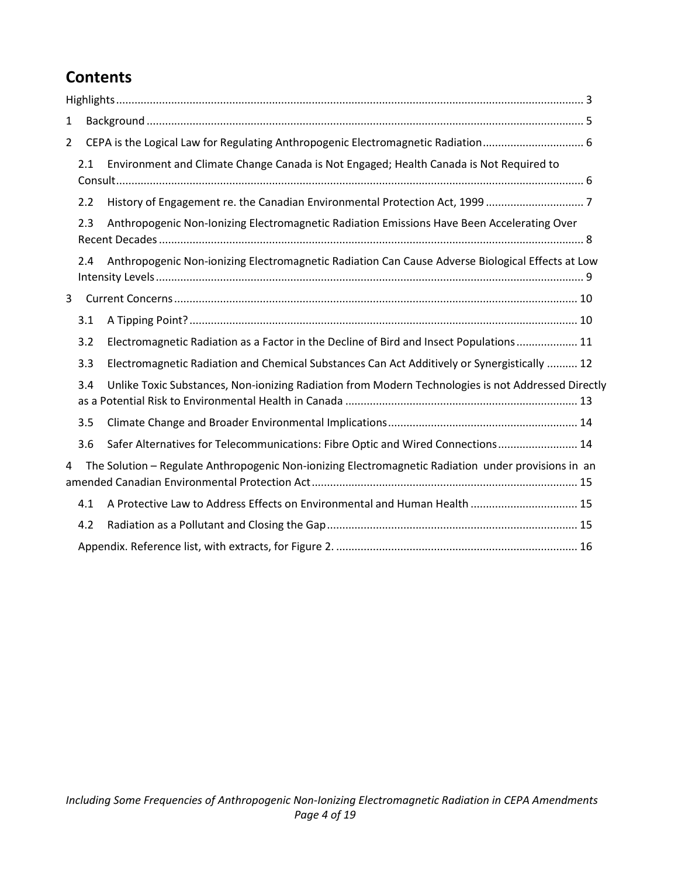## Contents

Highlights ........................................................................................................................................ 3

1 Background ................................................................................................................................ 5

2 CEPA is the Logical Law for Regulating Anthropogenic Electromagnetic Radiation ................................ 6

  2.1 Environment and Climate Change Canada is Not Engaged; Health Canada is Not Required to Consult ........................................................................................................................................ 6

  2.2 History of Engagement re. the Canadian Environmental Protection Act, 1999 ................................ 7

  2.3 Anthropogenic Non-Ionizing Electromagnetic Radiation Emissions Have Been Accelerating Over Recent Decades ........................................................................................................................ 8

  2.4 Anthropogenic Non-ionizing Electromagnetic Radiation Can Cause Adverse Biological Effects at Low Intensity Levels ........................................................................................................................ 9

3 Current Concerns ........................................................................................................................ 10

  3.1 A Tipping Point? ........................................................................................................................ 10

  3.2 Electromagnetic Radiation as a Factor in the Decline of Bird and Insect Populations .................... 11

  3.3 Electromagnetic Radiation and Chemical Substances Can Act Additively or Synergistically .......... 12

  3.4 Unlike Toxic Substances, Non-ionizing Radiation from Modern Technologies is not Addressed Directly as a Potential Risk to Environmental Health in Canada ........................................................................... 13

  3.5 Climate Change and Broader Environmental Implications ............................................................. 14

  3.6 Safer Alternatives for Telecommunications: Fibre Optic and Wired Connections .......................... 14

4 The Solution – Regulate Anthropogenic Non-ionizing Electromagnetic Radiation under provisions in an amended Canadian Environmental Protection Act ..................................................................................... 15

  4.1 A Protective Law to Address Effects on Environmental and Human Health .................................. 15

  4.2 Radiation as a Pollutant and Closing the Gap ................................................................................ 15

  Appendix. Reference list, with extracts, for Figure 2. .............................................................................. 16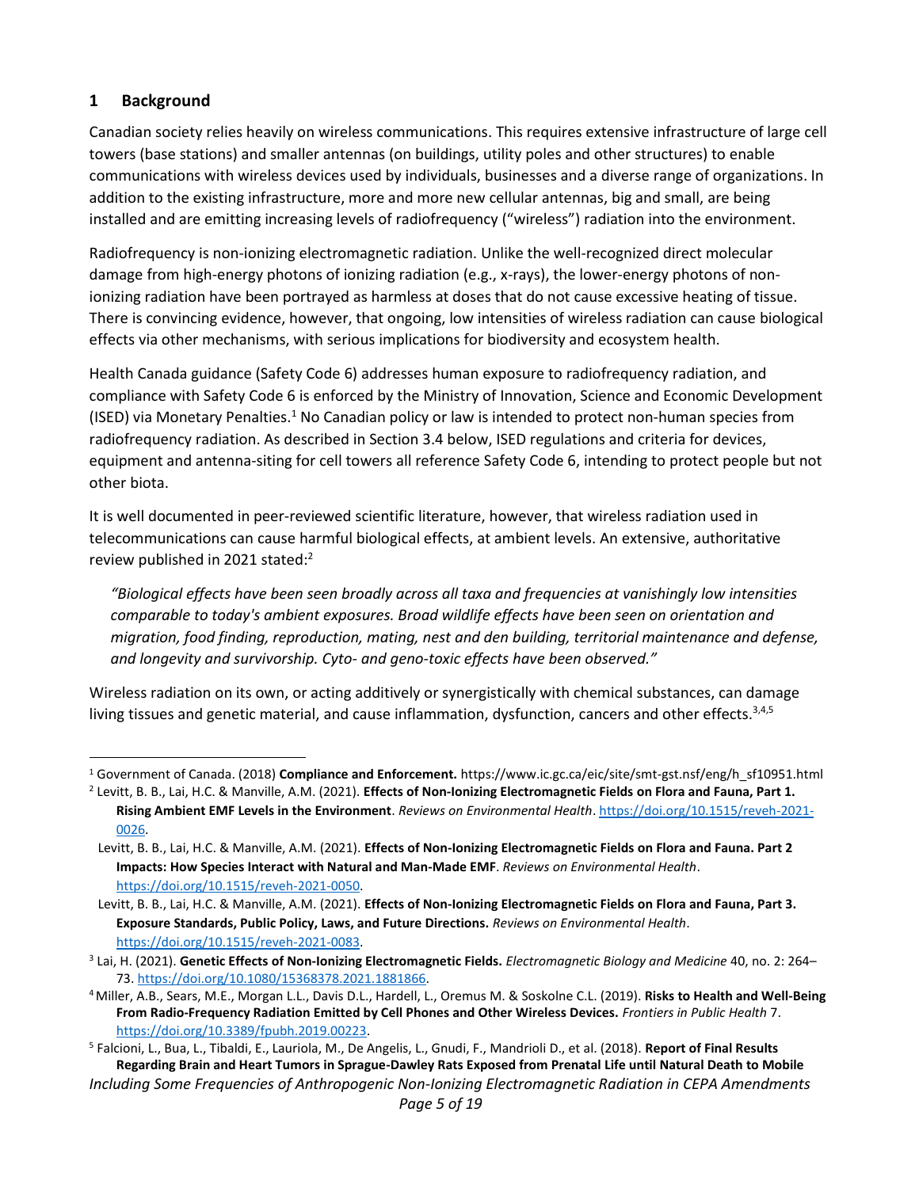## 1 Background

Canadian society relies heavily on wireless communications. This requires extensive infrastructure of large cell towers (base stations) and smaller antennas (on buildings, utility poles and other structures) to enable communications with wireless devices used by individuals, businesses and a diverse range of organizations. In addition to the existing infrastructure, more and more new cellular antennas, big and small, are being installed and are emitting increasing levels of radiofrequency ("wireless") radiation into the environment.

Radiofrequency is non-ionizing electromagnetic radiation. Unlike the well-recognized direct molecular damage from high-energy photons of ionizing radiation (e.g., x-rays), the lower-energy photons of non-ionizing radiation have been portrayed as harmless at doses that do not cause excessive heating of tissue. There is convincing evidence, however, that ongoing, low intensities of wireless radiation can cause biological effects via other mechanisms, with serious implications for biodiversity and ecosystem health.

Health Canada guidance (Safety Code 6) addresses human exposure to radiofrequency radiation, and compliance with Safety Code 6 is enforced by the Ministry of Innovation, Science and Economic Development (ISED) via Monetary Penalties.[1] No Canadian policy or law is intended to protect non-human species from radiofrequency radiation. As described in Section 3.4 below, ISED regulations and criteria for devices, equipment and antenna-siting for cell towers all reference Safety Code 6, intending to protect people but not other biota.

It is well documented in peer-reviewed scientific literature, however, that wireless radiation used in telecommunications can cause harmful biological effects, at ambient levels. An extensive, authoritative review published in 2021 stated:[2]

> *"Biological effects have been seen broadly across all taxa and frequencies at vanishingly low intensities comparable to today's ambient exposures. Broad wildlife effects have been seen on orientation and migration, food finding, reproduction, mating, nest and den building, territorial maintenance and defense, and longevity and survivorship. Cyto- and geno-toxic effects have been observed."*

Wireless radiation on its own, or acting additively or synergistically with chemical substances, can damage living tissues and genetic material, and cause inflammation, dysfunction, cancers and other effects.[3,4,5]

---

[1] Government of Canada. (2018) **Compliance and Enforcement.** https://www.ic.gc.ca/eic/site/smt-gst.nsf/eng/h_sf10951.html

[2] Levitt, B. B., Lai, H.C. & Manville, A.M. (2021). **Effects of Non-Ionizing Electromagnetic Fields on Flora and Fauna, Part 1. Rising Ambient EMF Levels in the Environment**. *Reviews on Environmental Health*. https://doi.org/10.1515/reveh-2021-0026.

Levitt, B. B., Lai, H.C. & Manville, A.M. (2021). **Effects of Non-Ionizing Electromagnetic Fields on Flora and Fauna. Part 2 Impacts: How Species Interact with Natural and Man-Made EMF**. *Reviews on Environmental Health*. https://doi.org/10.1515/reveh-2021-0050.

Levitt, B. B., Lai, H.C. & Manville, A.M. (2021). **Effects of Non-Ionizing Electromagnetic Fields on Flora and Fauna, Part 3. Exposure Standards, Public Policy, Laws, and Future Directions.** *Reviews on Environmental Health*. https://doi.org/10.1515/reveh-2021-0083.

[3] Lai, H. (2021). **Genetic Effects of Non-Ionizing Electromagnetic Fields.** *Electromagnetic Biology and Medicine* 40, no. 2: 264–73. https://doi.org/10.1080/15368378.2021.1881866.

[4] Miller, A.B., Sears, M.E., Morgan L.L., Davis D.L., Hardell, L., Oremus M. & Soskolne C.L. (2019). **Risks to Health and Well-Being From Radio-Frequency Radiation Emitted by Cell Phones and Other Wireless Devices.** *Frontiers in Public Health* 7. https://doi.org/10.3389/fpubh.2019.00223.

[5] Falcioni, L., Bua, L., Tibaldi, E., Lauriola, M., De Angelis, L., Gnudi, F., Mandrioli D., et al. (2018). **Report of Final Results Regarding Brain and Heart Tumors in Sprague-Dawley Rats Exposed from Prenatal Life until Natural Death to Mobile**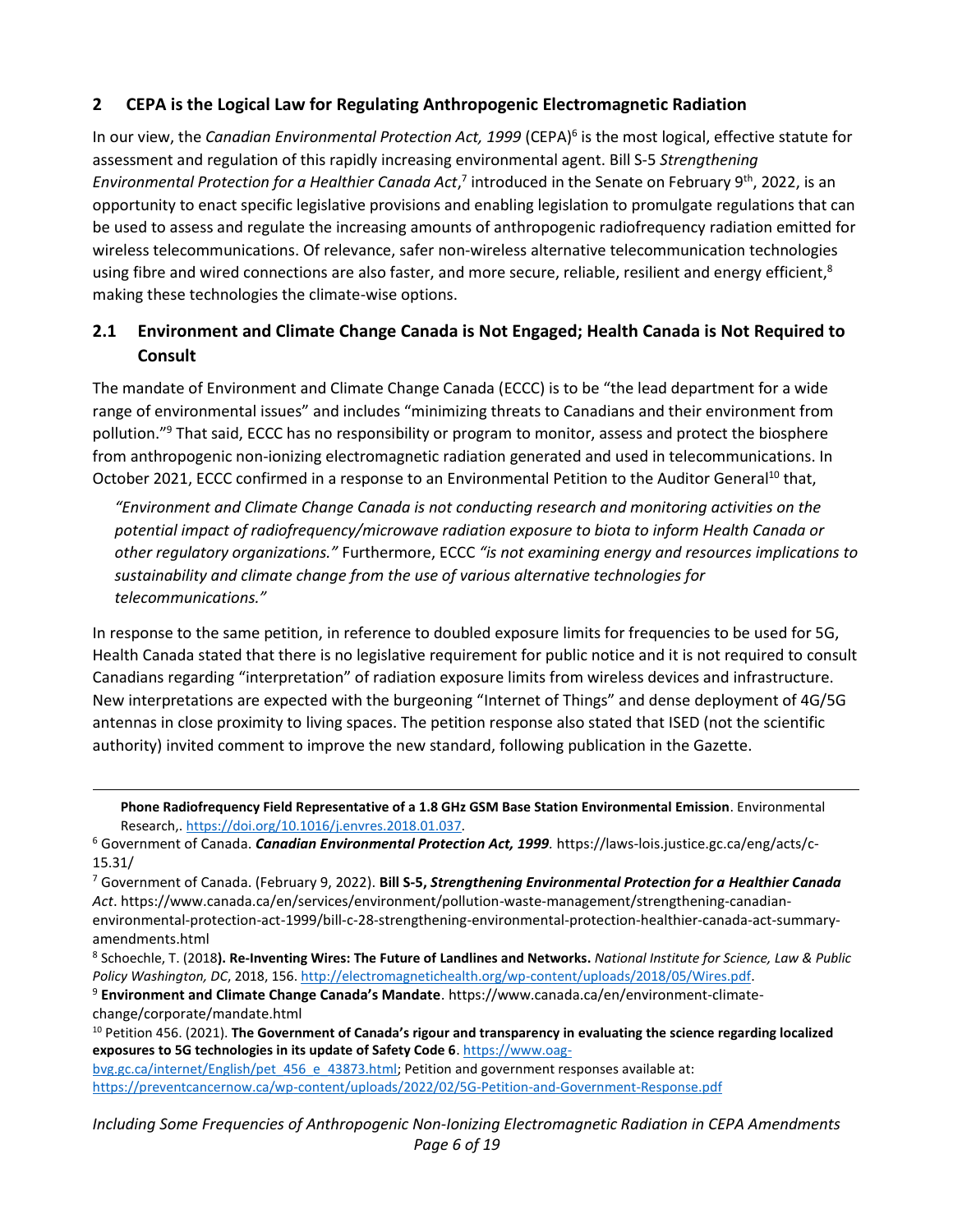## 2 CEPA is the Logical Law for Regulating Anthropogenic Electromagnetic Radiation

In our view, the *Canadian Environmental Protection Act, 1999* (CEPA)[6] is the most logical, effective statute for assessment and regulation of this rapidly increasing environmental agent. Bill S-5 *Strengthening Environmental Protection for a Healthier Canada Act*,[7] introduced in the Senate on February 9th, 2022, is an opportunity to enact specific legislative provisions and enabling legislation to promulgate regulations that can be used to assess and regulate the increasing amounts of anthropogenic radiofrequency radiation emitted for wireless telecommunications. Of relevance, safer non-wireless alternative telecommunication technologies using fibre and wired connections are also faster, and more secure, reliable, resilient and energy efficient,[8] making these technologies the climate-wise options.

### 2.1 Environment and Climate Change Canada is Not Engaged; Health Canada is Not Required to Consult

The mandate of Environment and Climate Change Canada (ECCC) is to be "the lead department for a wide range of environmental issues" and includes "minimizing threats to Canadians and their environment from pollution."[9] That said, ECCC has no responsibility or program to monitor, assess and protect the biosphere from anthropogenic non-ionizing electromagnetic radiation generated and used in telecommunications. In October 2021, ECCC confirmed in a response to an Environmental Petition to the Auditor General[10] that,

> *"Environment and Climate Change Canada is not conducting research and monitoring activities on the potential impact of radiofrequency/microwave radiation exposure to biota to inform Health Canada or other regulatory organizations."* Furthermore, ECCC *"is not examining energy and resources implications to sustainability and climate change from the use of various alternative technologies for telecommunications."*

In response to the same petition, in reference to doubled exposure limits for frequencies to be used for 5G, Health Canada stated that there is no legislative requirement for public notice and it is not required to consult Canadians regarding "interpretation" of radiation exposure limits from wireless devices and infrastructure. New interpretations are expected with the burgeoning "Internet of Things" and dense deployment of 4G/5G antennas in close proximity to living spaces. The petition response also stated that ISED (not the scientific authority) invited comment to improve the new standard, following publication in the Gazette.

---

**Phone Radiofrequency Field Representative of a 1.8 GHz GSM Base Station Environmental Emission**. Environmental Research,. https://doi.org/10.1016/j.envres.2018.01.037.

[6] Government of Canada. ***Canadian Environmental Protection Act, 1999***. https://laws-lois.justice.gc.ca/eng/acts/c-15.31/

[7] Government of Canada. (February 9, 2022). **Bill S-5, *Strengthening Environmental Protection for a Healthier Canada*** *Act*. https://www.canada.ca/en/services/environment/pollution-waste-management/strengthening-canadian-environmental-protection-act-1999/bill-c-28-strengthening-environmental-protection-healthier-canada-act-summary-amendments.html

[8] Schoechle, T. (2018**). Re-Inventing Wires: The Future of Landlines and Networks.** *National Institute for Science, Law & Public Policy Washington, DC*, 2018, 156. http://electromagnetichealth.org/wp-content/uploads/2018/05/Wires.pdf.

[9] **Environment and Climate Change Canada's Mandate**. https://www.canada.ca/en/environment-climate-change/corporate/mandate.html

[10] Petition 456. (2021). **The Government of Canada's rigour and transparency in evaluating the science regarding localized exposures to 5G technologies in its update of Safety Code 6**. https://www.oag-bvg.gc.ca/internet/English/pet_456_e_43873.html; Petition and government responses available at: https://preventcancernow.ca/wp-content/uploads/2022/02/5G-Petition-and-Government-Response.pdf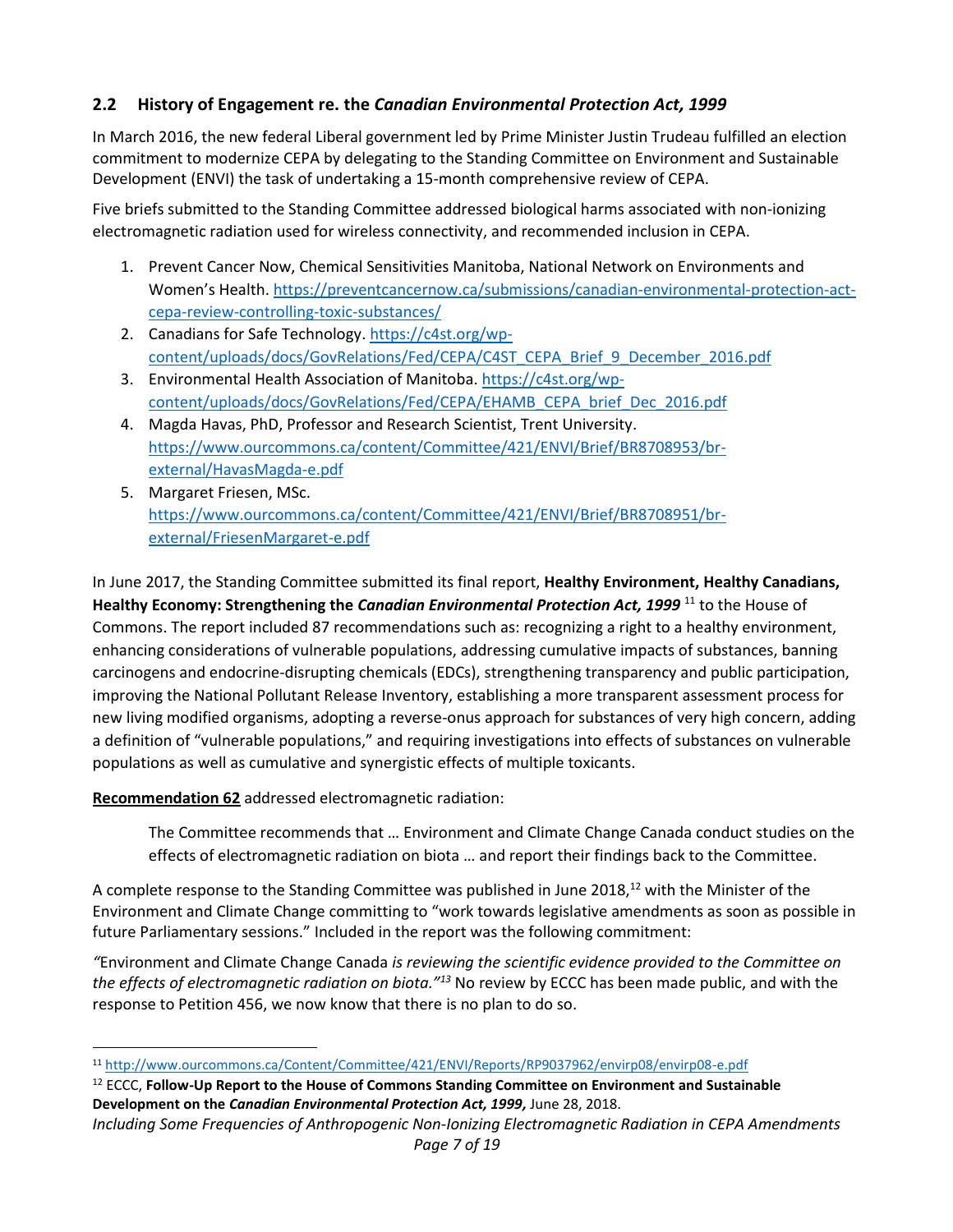## 2.2 History of Engagement re. the *Canadian Environmental Protection Act, 1999*

In March 2016, the new federal Liberal government led by Prime Minister Justin Trudeau fulfilled an election commitment to modernize CEPA by delegating to the Standing Committee on Environment and Sustainable Development (ENVI) the task of undertaking a 15-month comprehensive review of CEPA.

Five briefs submitted to the Standing Committee addressed biological harms associated with non-ionizing electromagnetic radiation used for wireless connectivity, and recommended inclusion in CEPA.

1. Prevent Cancer Now, Chemical Sensitivities Manitoba, National Network on Environments and Women's Health. https://preventcancernow.ca/submissions/canadian-environmental-protection-act-cepa-review-controlling-toxic-substances/
2. Canadians for Safe Technology. https://c4st.org/wp-content/uploads/docs/GovRelations/Fed/CEPA/C4ST_CEPA_Brief_9_December_2016.pdf
3. Environmental Health Association of Manitoba. https://c4st.org/wp-content/uploads/docs/GovRelations/Fed/CEPA/EHAMB_CEPA_brief_Dec_2016.pdf
4. Magda Havas, PhD, Professor and Research Scientist, Trent University. https://www.ourcommons.ca/content/Committee/421/ENVI/Brief/BR8708953/br-external/HavasMagda-e.pdf
5. Margaret Friesen, MSc. https://www.ourcommons.ca/content/Committee/421/ENVI/Brief/BR8708951/br-external/FriesenMargaret-e.pdf

In June 2017, the Standing Committee submitted its final report, **Healthy Environment, Healthy Canadians, Healthy Economy: Strengthening the *Canadian Environmental Protection Act, 1999*** [11] to the House of Commons. The report included 87 recommendations such as: recognizing a right to a healthy environment, enhancing considerations of vulnerable populations, addressing cumulative impacts of substances, banning carcinogens and endocrine-disrupting chemicals (EDCs), strengthening transparency and public participation, improving the National Pollutant Release Inventory, establishing a more transparent assessment process for new living modified organisms, adopting a reverse-onus approach for substances of very high concern, adding a definition of "vulnerable populations," and requiring investigations into effects of substances on vulnerable populations as well as cumulative and synergistic effects of multiple toxicants.

**Recommendation 62** addressed electromagnetic radiation:

> The Committee recommends that … Environment and Climate Change Canada conduct studies on the effects of electromagnetic radiation on biota … and report their findings back to the Committee.

A complete response to the Standing Committee was published in June 2018,[12] with the Minister of the Environment and Climate Change committing to "work towards legislative amendments as soon as possible in future Parliamentary sessions." Included in the report was the following commitment:

*"*Environment and Climate Change Canada *is reviewing the scientific evidence provided to the Committee on the effects of electromagnetic radiation on biota."*[13] No review by ECCC has been made public, and with the response to Petition 456, we now know that there is no plan to do so.

---

[11] http://www.ourcommons.ca/Content/Committee/421/ENVI/Reports/RP9037962/envirp08/envirp08-e.pdf

[12] ECCC, **Follow-Up Report to the House of Commons Standing Committee on Environment and Sustainable Development on the *Canadian Environmental Protection Act, 1999*,** June 28, 2018.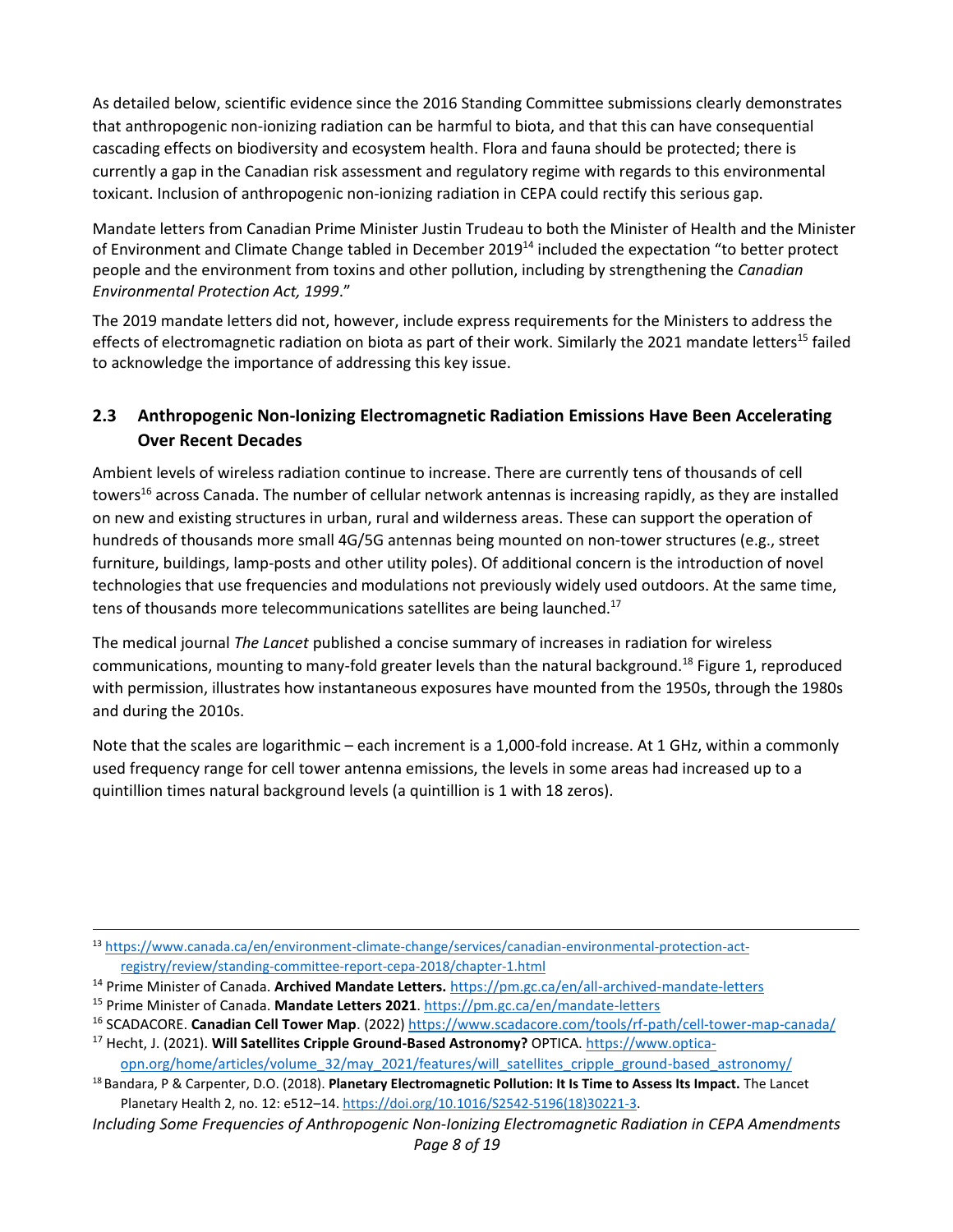As detailed below, scientific evidence since the 2016 Standing Committee submissions clearly demonstrates that anthropogenic non-ionizing radiation can be harmful to biota, and that this can have consequential cascading effects on biodiversity and ecosystem health. Flora and fauna should be protected; there is currently a gap in the Canadian risk assessment and regulatory regime with regards to this environmental toxicant. Inclusion of anthropogenic non-ionizing radiation in CEPA could rectify this serious gap.

Mandate letters from Canadian Prime Minister Justin Trudeau to both the Minister of Health and the Minister of Environment and Climate Change tabled in December 2019[14] included the expectation "to better protect people and the environment from toxins and other pollution, including by strengthening the *Canadian Environmental Protection Act, 1999*."

The 2019 mandate letters did not, however, include express requirements for the Ministers to address the effects of electromagnetic radiation on biota as part of their work. Similarly the 2021 mandate letters[15] failed to acknowledge the importance of addressing this key issue.

## 2.3 Anthropogenic Non-Ionizing Electromagnetic Radiation Emissions Have Been Accelerating Over Recent Decades

Ambient levels of wireless radiation continue to increase. There are currently tens of thousands of cell towers[16] across Canada. The number of cellular network antennas is increasing rapidly, as they are installed on new and existing structures in urban, rural and wilderness areas. These can support the operation of hundreds of thousands more small 4G/5G antennas being mounted on non-tower structures (e.g., street furniture, buildings, lamp-posts and other utility poles). Of additional concern is the introduction of novel technologies that use frequencies and modulations not previously widely used outdoors. At the same time, tens of thousands more telecommunications satellites are being launched.[17]

The medical journal *The Lancet* published a concise summary of increases in radiation for wireless communications, mounting to many-fold greater levels than the natural background.[18] Figure 1, reproduced with permission, illustrates how instantaneous exposures have mounted from the 1950s, through the 1980s and during the 2010s.

Note that the scales are logarithmic – each increment is a 1,000-fold increase. At 1 GHz, within a commonly used frequency range for cell tower antenna emissions, the levels in some areas had increased up to a quintillion times natural background levels (a quintillion is 1 with 18 zeros).

---

[13] https://www.canada.ca/en/environment-climate-change/services/canadian-environmental-protection-act-registry/review/standing-committee-report-cepa-2018/chapter-1.html

[14] Prime Minister of Canada. **Archived Mandate Letters.** https://pm.gc.ca/en/all-archived-mandate-letters

[15] Prime Minister of Canada. **Mandate Letters 2021**. https://pm.gc.ca/en/mandate-letters

[16] SCADACORE. **Canadian Cell Tower Map**. (2022) https://www.scadacore.com/tools/rf-path/cell-tower-map-canada/

[17] Hecht, J. (2021). **Will Satellites Cripple Ground-Based Astronomy?** OPTICA. https://www.optica-opn.org/home/articles/volume_32/may_2021/features/will_satellites_cripple_ground-based_astronomy/

[18] Bandara, P & Carpenter, D.O. (2018). **Planetary Electromagnetic Pollution: It Is Time to Assess Its Impact.** The Lancet Planetary Health 2, no. 12: e512–14. https://doi.org/10.1016/S2542-5196(18)30221-3.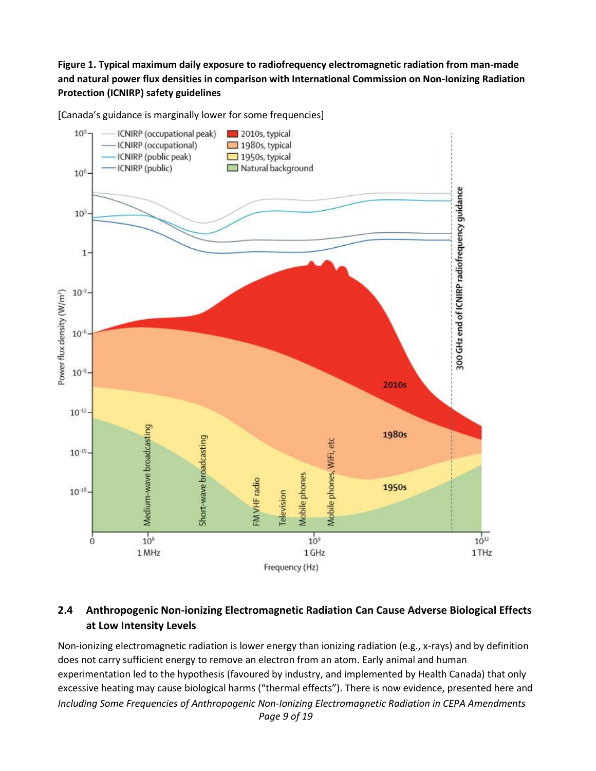**Figure 1. Typical maximum daily exposure to radiofrequency electromagnetic radiation from man-made and natural power flux densities in comparison with International Commission on Non-Ionizing Radiation Protection (ICNIRP) safety guidelines**

[Canada's guidance is marginally lower for some frequencies]

## 2.4 Anthropogenic Non-ionizing Electromagnetic Radiation Can Cause Adverse Biological Effects at Low Intensity Levels

Non-ionizing electromagnetic radiation is lower energy than ionizing radiation (e.g., x-rays) and by definition does not carry sufficient energy to remove an electron from an atom. Early animal and human experimentation led to the hypothesis (favoured by industry, and implemented by Health Canada) that only excessive heating may cause biological harms ("thermal effects"). There is now evidence, presented here and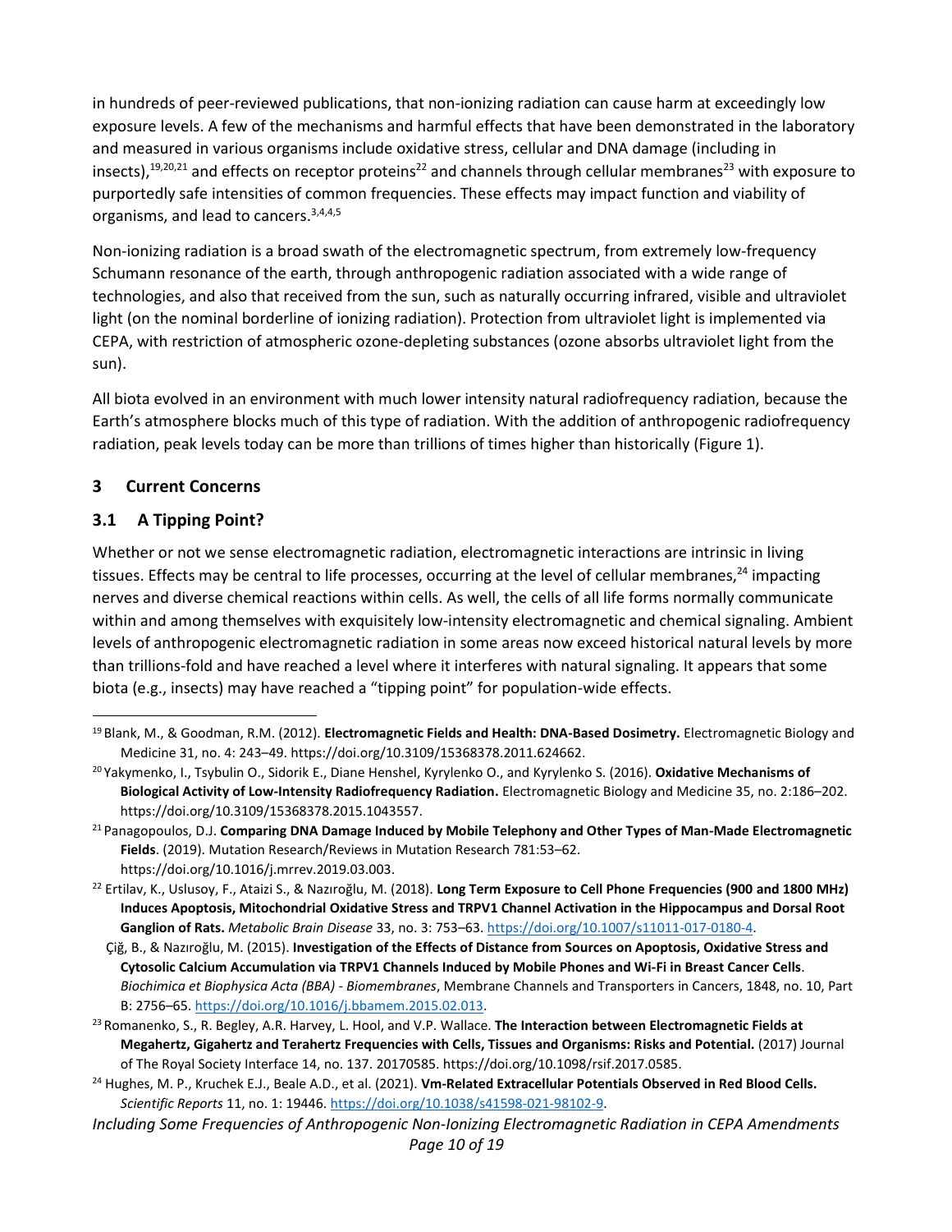in hundreds of peer-reviewed publications, that non-ionizing radiation can cause harm at exceedingly low exposure levels. A few of the mechanisms and harmful effects that have been demonstrated in the laboratory and measured in various organisms include oxidative stress, cellular and DNA damage (including in insects),[19,20,21] and effects on receptor proteins[22] and channels through cellular membranes[23] with exposure to purportedly safe intensities of common frequencies. These effects may impact function and viability of organisms, and lead to cancers.[3,4,4,5]

Non-ionizing radiation is a broad swath of the electromagnetic spectrum, from extremely low-frequency Schumann resonance of the earth, through anthropogenic radiation associated with a wide range of technologies, and also that received from the sun, such as naturally occurring infrared, visible and ultraviolet light (on the nominal borderline of ionizing radiation). Protection from ultraviolet light is implemented via CEPA, with restriction of atmospheric ozone-depleting substances (ozone absorbs ultraviolet light from the sun).

All biota evolved in an environment with much lower intensity natural radiofrequency radiation, because the Earth's atmosphere blocks much of this type of radiation. With the addition of anthropogenic radiofrequency radiation, peak levels today can be more than trillions of times higher than historically (Figure 1).

## 3 Current Concerns

### 3.1 A Tipping Point?

Whether or not we sense electromagnetic radiation, electromagnetic interactions are intrinsic in living tissues. Effects may be central to life processes, occurring at the level of cellular membranes,[24] impacting nerves and diverse chemical reactions within cells. As well, the cells of all life forms normally communicate within and among themselves with exquisitely low-intensity electromagnetic and chemical signaling. Ambient levels of anthropogenic electromagnetic radiation in some areas now exceed historical natural levels by more than trillions-fold and have reached a level where it interferes with natural signaling. It appears that some biota (e.g., insects) may have reached a "tipping point" for population-wide effects.

---

[19] Blank, M., & Goodman, R.M. (2012). **Electromagnetic Fields and Health: DNA-Based Dosimetry.** Electromagnetic Biology and Medicine 31, no. 4: 243–49. https://doi.org/10.3109/15368378.2011.624662.

[20] Yakymenko, I., Tsybulin O., Sidorik E., Diane Henshel, Kyrylenko O., and Kyrylenko S. (2016). **Oxidative Mechanisms of Biological Activity of Low-Intensity Radiofrequency Radiation.** Electromagnetic Biology and Medicine 35, no. 2:186–202. https://doi.org/10.3109/15368378.2015.1043557.

[21] Panagopoulos, D.J. **Comparing DNA Damage Induced by Mobile Telephony and Other Types of Man-Made Electromagnetic Fields**. (2019). Mutation Research/Reviews in Mutation Research 781:53–62. https://doi.org/10.1016/j.mrrev.2019.03.003.

[22] Ertilav, K., Uslusoy, F., Ataizi S., & Nazıroğlu, M. (2018). **Long Term Exposure to Cell Phone Frequencies (900 and 1800 MHz) Induces Apoptosis, Mitochondrial Oxidative Stress and TRPV1 Channel Activation in the Hippocampus and Dorsal Root Ganglion of Rats.** *Metabolic Brain Disease* 33, no. 3: 753–63. https://doi.org/10.1007/s11011-017-0180-4.

Çiğ, B., & Nazıroğlu, M. (2015). **Investigation of the Effects of Distance from Sources on Apoptosis, Oxidative Stress and Cytosolic Calcium Accumulation via TRPV1 Channels Induced by Mobile Phones and Wi-Fi in Breast Cancer Cells**. *Biochimica et Biophysica Acta (BBA) - Biomembranes*, Membrane Channels and Transporters in Cancers, 1848, no. 10, Part B: 2756–65. https://doi.org/10.1016/j.bbamem.2015.02.013.

[23] Romanenko, S., R. Begley, A.R. Harvey, L. Hool, and V.P. Wallace. **The Interaction between Electromagnetic Fields at Megahertz, Gigahertz and Terahertz Frequencies with Cells, Tissues and Organisms: Risks and Potential.** (2017) Journal of The Royal Society Interface 14, no. 137. 20170585. https://doi.org/10.1098/rsif.2017.0585.

[24] Hughes, M. P., Kruchek E.J., Beale A.D., et al. (2021). **Vm-Related Extracellular Potentials Observed in Red Blood Cells.** *Scientific Reports* 11, no. 1: 19446. https://doi.org/10.1038/s41598-021-98102-9.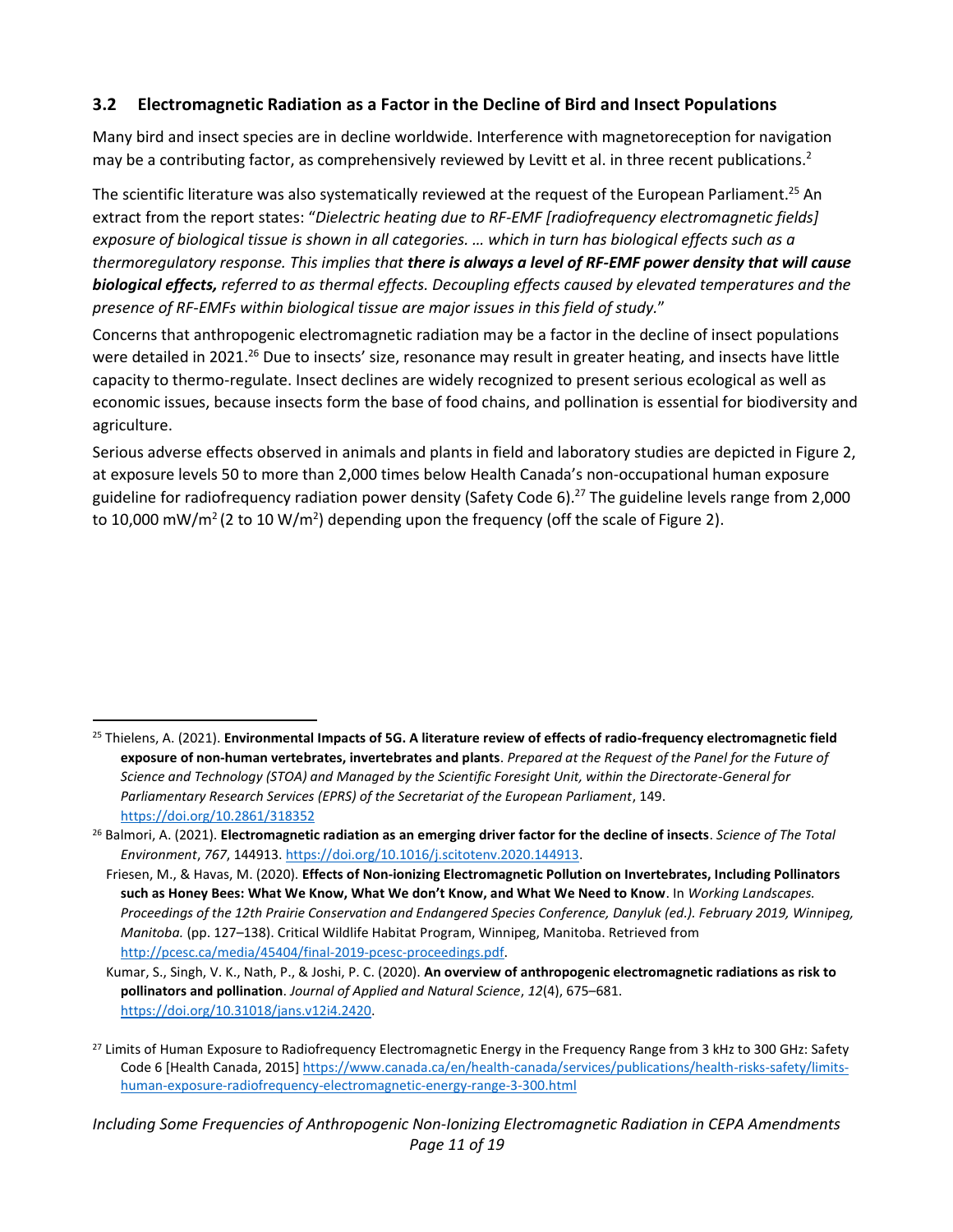### 3.2 Electromagnetic Radiation as a Factor in the Decline of Bird and Insect Populations

Many bird and insect species are in decline worldwide. Interference with magnetoreception for navigation may be a contributing factor, as comprehensively reviewed by Levitt et al. in three recent publications.[2]

The scientific literature was also systematically reviewed at the request of the European Parliament.[25] An extract from the report states: "*Dielectric heating due to RF-EMF [radiofrequency electromagnetic fields] exposure of biological tissue is shown in all categories. … which in turn has biological effects such as a thermoregulatory response. This implies that* ***there is always a level of RF-EMF power density that will cause biological effects,*** *referred to as thermal effects. Decoupling effects caused by elevated temperatures and the presence of RF-EMFs within biological tissue are major issues in this field of study.*"

Concerns that anthropogenic electromagnetic radiation may be a factor in the decline of insect populations were detailed in 2021.[26] Due to insects' size, resonance may result in greater heating, and insects have little capacity to thermo-regulate. Insect declines are widely recognized to present serious ecological as well as economic issues, because insects form the base of food chains, and pollination is essential for biodiversity and agriculture.

Serious adverse effects observed in animals and plants in field and laboratory studies are depicted in Figure 2, at exposure levels 50 to more than 2,000 times below Health Canada's non-occupational human exposure guideline for radiofrequency radiation power density (Safety Code 6).[27] The guideline levels range from 2,000 to 10,000 mW/m$^2$ (2 to 10 W/m$^2$) depending upon the frequency (off the scale of Figure 2).

---

[25] Thielens, A. (2021). **Environmental Impacts of 5G. A literature review of effects of radio-frequency electromagnetic field exposure of non-human vertebrates, invertebrates and plants**. *Prepared at the Request of the Panel for the Future of Science and Technology (STOA) and Managed by the Scientific Foresight Unit, within the Directorate-General for Parliamentary Research Services (EPRS) of the Secretariat of the European Parliament*, 149. https://doi.org/10.2861/318352

[26] Balmori, A. (2021). **Electromagnetic radiation as an emerging driver factor for the decline of insects**. *Science of The Total Environment*, *767*, 144913. https://doi.org/10.1016/j.scitotenv.2020.144913.

Friesen, M., & Havas, M. (2020). **Effects of Non-ionizing Electromagnetic Pollution on Invertebrates, Including Pollinators such as Honey Bees: What We Know, What We don't Know, and What We Need to Know**. In *Working Landscapes. Proceedings of the 12th Prairie Conservation and Endangered Species Conference, Danyluk (ed.). February 2019, Winnipeg, Manitoba.* (pp. 127–138). Critical Wildlife Habitat Program, Winnipeg, Manitoba. Retrieved from http://pcesc.ca/media/45404/final-2019-pcesc-proceedings.pdf.

Kumar, S., Singh, V. K., Nath, P., & Joshi, P. C. (2020). **An overview of anthropogenic electromagnetic radiations as risk to pollinators and pollination**. *Journal of Applied and Natural Science*, *12*(4), 675–681. https://doi.org/10.31018/jans.v12i4.2420.

[27] Limits of Human Exposure to Radiofrequency Electromagnetic Energy in the Frequency Range from 3 kHz to 300 GHz: Safety Code 6 [Health Canada, 2015] https://www.canada.ca/en/health-canada/services/publications/health-risks-safety/limits-human-exposure-radiofrequency-electromagnetic-energy-range-3-300.html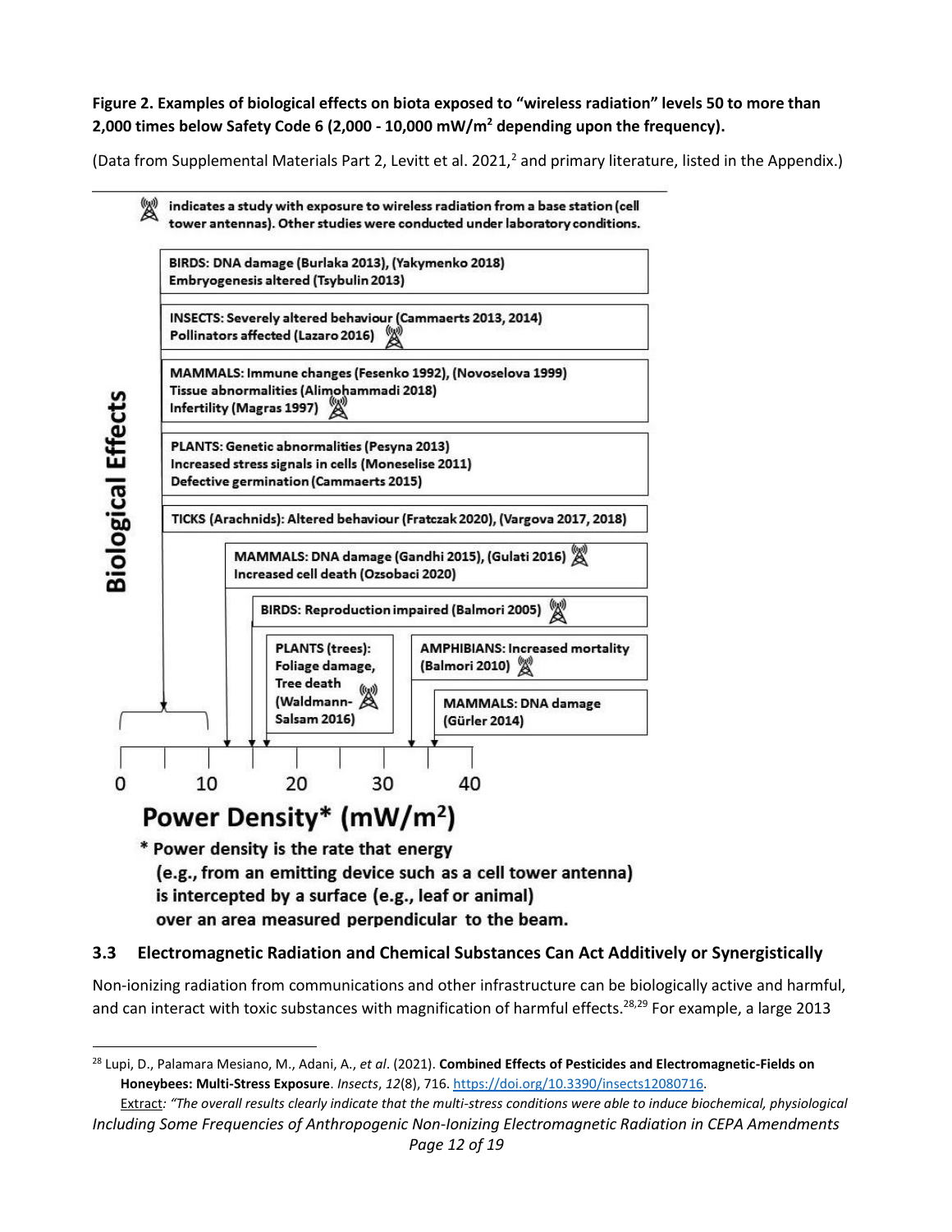**Figure 2. Examples of biological effects on biota exposed to "wireless radiation" levels 50 to more than 2,000 times below Safety Code 6 (2,000 - 10,000 mW/m² depending upon the frequency).**

(Data from Supplemental Materials Part 2, Levitt et al. 2021,[2] and primary literature, listed in the Appendix.)

(tower icon) indicates a study with exposure to wireless radiation from a base station (cell tower antennas). Other studies were conducted under laboratory conditions.

**Biological Effects**

- **0–10 mW/m²:**
  - BIRDS: DNA damage (Burlaka 2013), (Yakymenko 2018); Embryogenesis altered (Tsybulin 2013)
  - INSECTS: Severely altered behaviour (Cammaerts 2013, 2014); Pollinators affected (Lazaro 2016) (tower)
  - MAMMALS: Immune changes (Fesenko 1992), (Novoselova 1999); Tissue abnormalities (Alimohammadi 2018); Infertility (Magras 1997) (tower)
  - PLANTS: Genetic abnormalities (Pesyna 2013); Increased stress signals in cells (Moneselise 2011); Defective germination (Cammaerts 2015)
  - TICKS (Arachnids): Altered behaviour (Fratczak 2020), (Vargova 2017, 2018)
- MAMMALS: DNA damage (Gandhi 2015), (Gulati 2016) (tower); Increased cell death (Ozsobaci 2020)
- BIRDS: Reproduction impaired (Balmori 2005) (tower)
- PLANTS (trees): Foliage damage, Tree death (Waldmann-Salsam 2016) (tower)
- AMPHIBIANS: Increased mortality (Balmori 2010) (tower)
- MAMMALS: DNA damage (Gürler 2014)

**Power Density* (mW/m²)** (axis: 0, 10, 20, 30, 40)

\* Power density is the rate that energy (e.g., from an emitting device such as a cell tower antenna) is intercepted by a surface (e.g., leaf or animal) over an area measured perpendicular to the beam.

### 3.3 Electromagnetic Radiation and Chemical Substances Can Act Additively or Synergistically

Non-ionizing radiation from communications and other infrastructure can be biologically active and harmful, and can interact with toxic substances with magnification of harmful effects.[28,29] For example, a large 2013

---

[28] Lupi, D., Palamara Mesiano, M., Adani, A., *et al*. (2021). **Combined Effects of Pesticides and Electromagnetic-Fields on Honeybees: Multi-Stress Exposure**. *Insects*, *12*(8), 716. https://doi.org/10.3390/insects12080716.
Extract*: "The overall results clearly indicate that the multi-stress conditions were able to induce biochemical, physiological*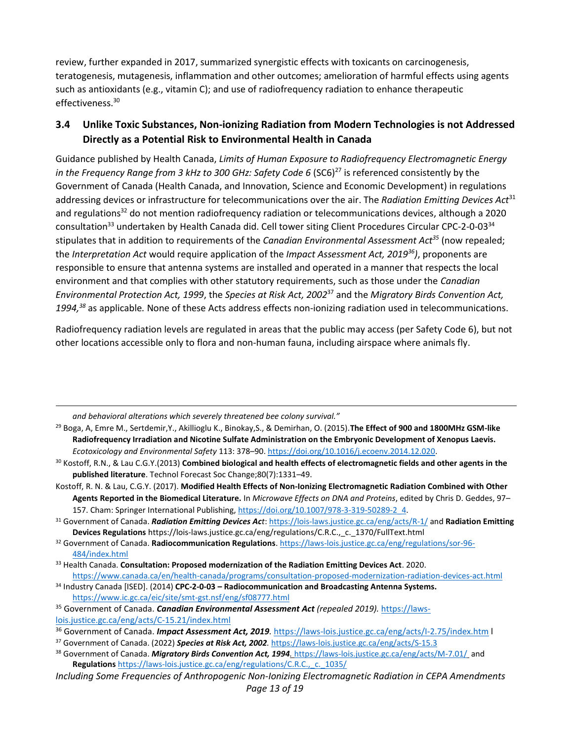review, further expanded in 2017, summarized synergistic effects with toxicants on carcinogenesis, teratogenesis, mutagenesis, inflammation and other outcomes; amelioration of harmful effects using agents such as antioxidants (e.g., vitamin C); and use of radiofrequency radiation to enhance therapeutic effectiveness.[30]

## 3.4 Unlike Toxic Substances, Non-ionizing Radiation from Modern Technologies is not Addressed Directly as a Potential Risk to Environmental Health in Canada

Guidance published by Health Canada, *Limits of Human Exposure to Radiofrequency Electromagnetic Energy in the Frequency Range from 3 kHz to 300 GHz: Safety Code 6* (SC6)[27] is referenced consistently by the Government of Canada (Health Canada, and Innovation, Science and Economic Development) in regulations addressing devices or infrastructure for telecommunications over the air. The *Radiation Emitting Devices Act*[31] and regulations[32] do not mention radiofrequency radiation or telecommunications devices, although a 2020 consultation[33] undertaken by Health Canada did. Cell tower siting Client Procedures Circular CPC-2-0-03[34] stipulates that in addition to requirements of the *Canadian Environmental Assessment Act*[35] (now repealed; the *Interpretation Act* would require application of the *Impact Assessment Act, 2019*[36]), proponents are responsible to ensure that antenna systems are installed and operated in a manner that respects the local environment and that complies with other statutory requirements, such as those under the *Canadian Environmental Protection Act, 1999*, the *Species at Risk Act, 2002*[37] and the *Migratory Birds Convention Act, 1994,*[38] as applicable. None of these Acts address effects non-ionizing radiation used in telecommunications.

Radiofrequency radiation levels are regulated in areas that the public may access (per Safety Code 6), but not other locations accessible only to flora and non-human fauna, including airspace where animals fly.

---

*and behavioral alterations which severely threatened bee colony survival."*

[29] Boga, A, Emre M., Sertdemir,Y., Akillioglu K., Binokay,S., & Demirhan, O. (2015).**The Effect of 900 and 1800MHz GSM-like Radiofrequency Irradiation and Nicotine Sulfate Administration on the Embryonic Development of Xenopus Laevis.** *Ecotoxicology and Environmental Safety* 113: 378–90. https://doi.org/10.1016/j.ecoenv.2014.12.020.

[30] Kostoff, R.N., & Lau C.G.Y.(2013) **Combined biological and health effects of electromagnetic fields and other agents in the published literature**. Technol Forecast Soc Change;80(7):1331–49.

Kostoff, R. N. & Lau, C.G.Y. (2017). **Modified Health Effects of Non-Ionizing Electromagnetic Radiation Combined with Other Agents Reported in the Biomedical Literature.** In *Microwave Effects on DNA and Proteins*, edited by Chris D. Geddes, 97–157. Cham: Springer International Publishing, https://doi.org/10.1007/978-3-319-50289-2_4.

[31] Government of Canada. ***Radiation Emitting Devices Act***: https://lois-laws.justice.gc.ca/eng/acts/R-1/ and **Radiation Emitting Devices Regulations** https://lois-laws.justice.gc.ca/eng/regulations/C.R.C.,_c._1370/FullText.html

[32] Government of Canada. **Radiocommunication Regulations**. https://laws-lois.justice.gc.ca/eng/regulations/sor-96-484/index.html

[33] Health Canada. **Consultation: Proposed modernization of the Radiation Emitting Devices Act**. 2020. https://www.canada.ca/en/health-canada/programs/consultation-proposed-modernization-radiation-devices-act.html

[34] Industry Canada [ISED]. (2014) **CPC-2-0-03 – Radiocommunication and Broadcasting Antenna Systems.** https://www.ic.gc.ca/eic/site/smt-gst.nsf/eng/sf08777.html

[35] Government of Canada. ***Canadian Environmental Assessment Act*** *(repealed 2019).* https://laws-lois.justice.gc.ca/eng/acts/C-15.21/index.html

[36] Government of Canada. ***Impact Assessment Act, 2019***. https://laws-lois.justice.gc.ca/eng/acts/I-2.75/index.html

[37] Government of Canada. (2022) ***Species at Risk Act, 2002***. https://laws-lois.justice.gc.ca/eng/acts/S-15.3

[38] Government of Canada. ***Migratory Birds Convention Act, 1994***. https://laws-lois.justice.gc.ca/eng/acts/M-7.01/ and **Regulations** https://laws-lois.justice.gc.ca/eng/regulations/C.R.C.,_c._1035/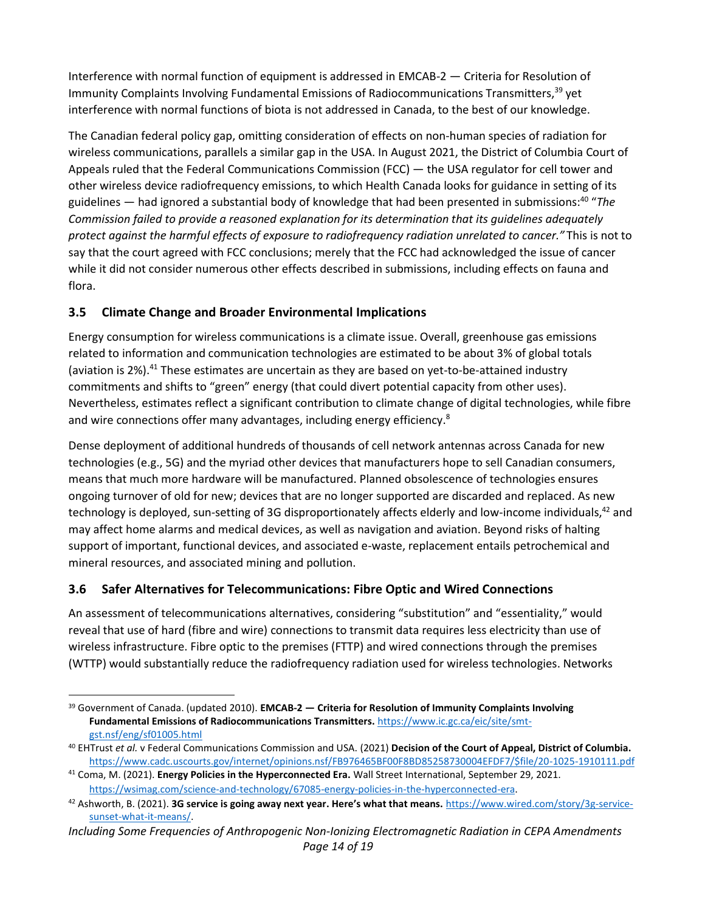Interference with normal function of equipment is addressed in EMCAB-2 — Criteria for Resolution of Immunity Complaints Involving Fundamental Emissions of Radiocommunications Transmitters,[39] yet interference with normal functions of biota is not addressed in Canada, to the best of our knowledge.

The Canadian federal policy gap, omitting consideration of effects on non-human species of radiation for wireless communications, parallels a similar gap in the USA. In August 2021, the District of Columbia Court of Appeals ruled that the Federal Communications Commission (FCC) — the USA regulator for cell tower and other wireless device radiofrequency emissions, to which Health Canada looks for guidance in setting of its guidelines — had ignored a substantial body of knowledge that had been presented in submissions:[40] "*The Commission failed to provide a reasoned explanation for its determination that its guidelines adequately protect against the harmful effects of exposure to radiofrequency radiation unrelated to cancer."* This is not to say that the court agreed with FCC conclusions; merely that the FCC had acknowledged the issue of cancer while it did not consider numerous other effects described in submissions, including effects on fauna and flora.

### 3.5 Climate Change and Broader Environmental Implications

Energy consumption for wireless communications is a climate issue. Overall, greenhouse gas emissions related to information and communication technologies are estimated to be about 3% of global totals (aviation is 2%).[41] These estimates are uncertain as they are based on yet-to-be-attained industry commitments and shifts to "green" energy (that could divert potential capacity from other uses). Nevertheless, estimates reflect a significant contribution to climate change of digital technologies, while fibre and wire connections offer many advantages, including energy efficiency.[8]

Dense deployment of additional hundreds of thousands of cell network antennas across Canada for new technologies (e.g., 5G) and the myriad other devices that manufacturers hope to sell Canadian consumers, means that much more hardware will be manufactured. Planned obsolescence of technologies ensures ongoing turnover of old for new; devices that are no longer supported are discarded and replaced. As new technology is deployed, sun-setting of 3G disproportionately affects elderly and low-income individuals,[42] and may affect home alarms and medical devices, as well as navigation and aviation. Beyond risks of halting support of important, functional devices, and associated e-waste, replacement entails petrochemical and mineral resources, and associated mining and pollution.

### 3.6 Safer Alternatives for Telecommunications: Fibre Optic and Wired Connections

An assessment of telecommunications alternatives, considering "substitution" and "essentiality," would reveal that use of hard (fibre and wire) connections to transmit data requires less electricity than use of wireless infrastructure. Fibre optic to the premises (FTTP) and wired connections through the premises (WTTP) would substantially reduce the radiofrequency radiation used for wireless technologies. Networks

---

[39] Government of Canada. (updated 2010). **EMCAB-2 — Criteria for Resolution of Immunity Complaints Involving Fundamental Emissions of Radiocommunications Transmitters.** https://www.ic.gc.ca/eic/site/smt-gst.nsf/eng/sf01005.html

[40] EHTrust *et al.* v Federal Communications Commission and USA. (2021) **Decision of the Court of Appeal, District of Columbia.** https://www.cadc.uscourts.gov/internet/opinions.nsf/FB976465BF00F8BD85258730004EFDF7/$file/20-1025-1910111.pdf

[41] Coma, M. (2021). **Energy Policies in the Hyperconnected Era.** Wall Street International, September 29, 2021. https://wsimag.com/science-and-technology/67085-energy-policies-in-the-hyperconnected-era.

[42] Ashworth, B. (2021). **3G service is going away next year. Here's what that means.** https://www.wired.com/story/3g-service-sunset-what-it-means/.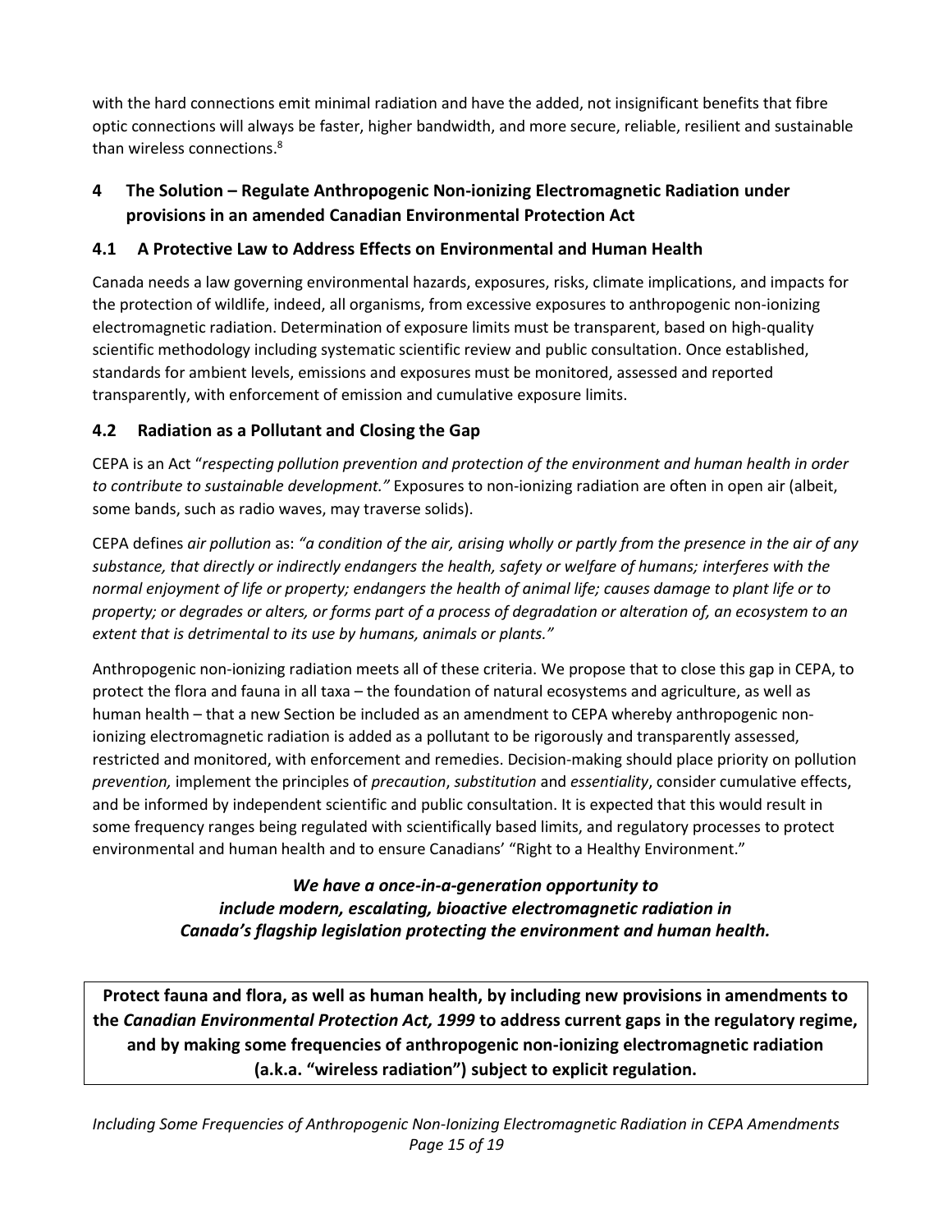with the hard connections emit minimal radiation and have the added, not insignificant benefits that fibre optic connections will always be faster, higher bandwidth, and more secure, reliable, resilient and sustainable than wireless connections.[8]

## 4 The Solution – Regulate Anthropogenic Non-ionizing Electromagnetic Radiation under provisions in an amended Canadian Environmental Protection Act

### 4.1 A Protective Law to Address Effects on Environmental and Human Health

Canada needs a law governing environmental hazards, exposures, risks, climate implications, and impacts for the protection of wildlife, indeed, all organisms, from excessive exposures to anthropogenic non-ionizing electromagnetic radiation. Determination of exposure limits must be transparent, based on high-quality scientific methodology including systematic scientific review and public consultation. Once established, standards for ambient levels, emissions and exposures must be monitored, assessed and reported transparently, with enforcement of emission and cumulative exposure limits.

### 4.2 Radiation as a Pollutant and Closing the Gap

CEPA is an Act "*respecting pollution prevention and protection of the environment and human health in order to contribute to sustainable development."* Exposures to non-ionizing radiation are often in open air (albeit, some bands, such as radio waves, may traverse solids).

CEPA defines *air pollution* as: *"a condition of the air, arising wholly or partly from the presence in the air of any substance, that directly or indirectly endangers the health, safety or welfare of humans; interferes with the normal enjoyment of life or property; endangers the health of animal life; causes damage to plant life or to property; or degrades or alters, or forms part of a process of degradation or alteration of, an ecosystem to an extent that is detrimental to its use by humans, animals or plants."*

Anthropogenic non-ionizing radiation meets all of these criteria. We propose that to close this gap in CEPA, to protect the flora and fauna in all taxa – the foundation of natural ecosystems and agriculture, as well as human health – that a new Section be included as an amendment to CEPA whereby anthropogenic non-ionizing electromagnetic radiation is added as a pollutant to be rigorously and transparently assessed, restricted and monitored, with enforcement and remedies. Decision-making should place priority on pollution *prevention,* implement the principles of *precaution*, *substitution* and *essentiality*, consider cumulative effects, and be informed by independent scientific and public consultation. It is expected that this would result in some frequency ranges being regulated with scientifically based limits, and regulatory processes to protect environmental and human health and to ensure Canadians' "Right to a Healthy Environment."

***We have a once-in-a-generation opportunity to include modern, escalating, bioactive electromagnetic radiation in Canada's flagship legislation protecting the environment and human health.***

**Protect fauna and flora, as well as human health, by including new provisions in amendments to the *Canadian Environmental Protection Act, 1999* to address current gaps in the regulatory regime, and by making some frequencies of anthropogenic non-ionizing electromagnetic radiation (a.k.a. "wireless radiation") subject to explicit regulation.**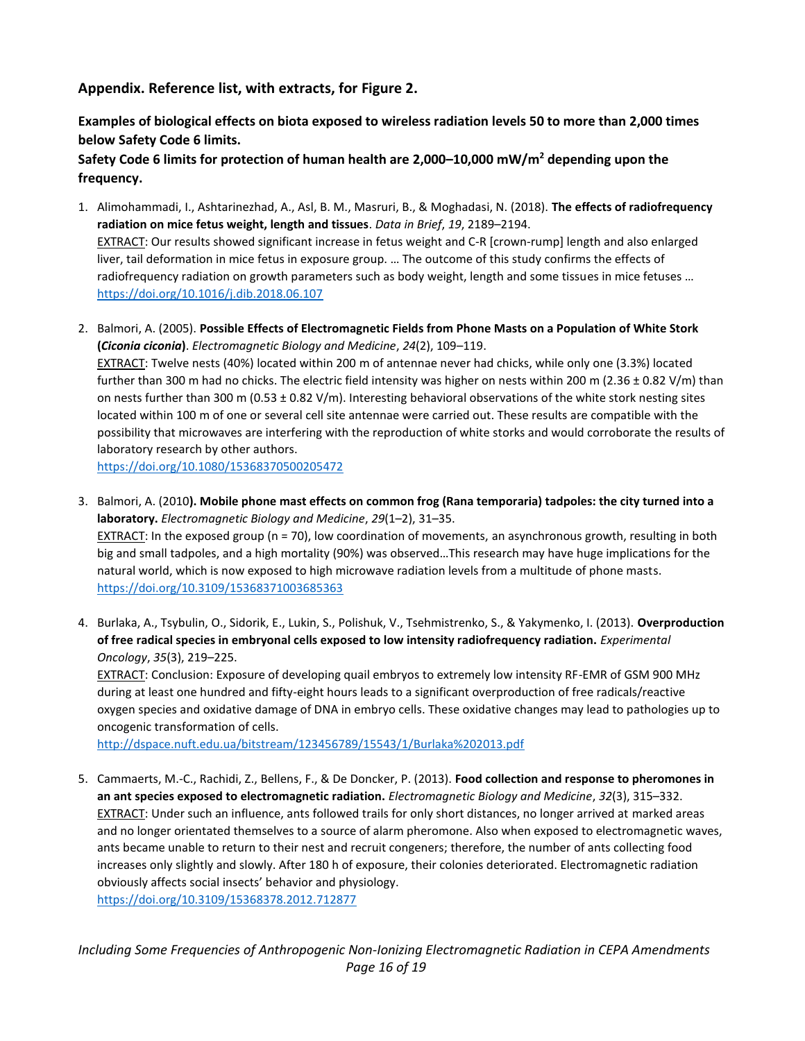## Appendix. Reference list, with extracts, for Figure 2.

**Examples of biological effects on biota exposed to wireless radiation levels 50 to more than 2,000 times below Safety Code 6 limits.**
**Safety Code 6 limits for protection of human health are 2,000–10,000 mW/m² depending upon the frequency.**

1. Alimohammadi, I., Ashtarinezhad, A., Asl, B. M., Masruri, B., & Moghadasi, N. (2018). **The effects of radiofrequency radiation on mice fetus weight, length and tissues**. *Data in Brief*, *19*, 2189–2194.
   EXTRACT: Our results showed significant increase in fetus weight and C-R [crown-rump] length and also enlarged liver, tail deformation in mice fetus in exposure group. … The outcome of this study confirms the effects of radiofrequency radiation on growth parameters such as body weight, length and some tissues in mice fetuses …
   https://doi.org/10.1016/j.dib.2018.06.107

2. Balmori, A. (2005). **Possible Effects of Electromagnetic Fields from Phone Masts on a Population of White Stork (*Ciconia ciconia*)**. *Electromagnetic Biology and Medicine*, *24*(2), 109–119.
   EXTRACT: Twelve nests (40%) located within 200 m of antennae never had chicks, while only one (3.3%) located further than 300 m had no chicks. The electric field intensity was higher on nests within 200 m (2.36 ± 0.82 V/m) than on nests further than 300 m (0.53 ± 0.82 V/m). Interesting behavioral observations of the white stork nesting sites located within 100 m of one or several cell site antennae were carried out. These results are compatible with the possibility that microwaves are interfering with the reproduction of white storks and would corroborate the results of laboratory research by other authors.
   https://doi.org/10.1080/15368370500205472

3. Balmori, A. (2010**). Mobile phone mast effects on common frog (Rana temporaria) tadpoles: the city turned into a laboratory.** *Electromagnetic Biology and Medicine*, *29*(1–2), 31–35.
   EXTRACT: In the exposed group (n = 70), low coordination of movements, an asynchronous growth, resulting in both big and small tadpoles, and a high mortality (90%) was observed…This research may have huge implications for the natural world, which is now exposed to high microwave radiation levels from a multitude of phone masts.
   https://doi.org/10.3109/15368371003685363

4. Burlaka, A., Tsybulin, O., Sidorik, E., Lukin, S., Polishuk, V., Tsehmistrenko, S., & Yakymenko, I. (2013). **Overproduction of free radical species in embryonal cells exposed to low intensity radiofrequency radiation.** *Experimental Oncology*, *35*(3), 219–225.
   EXTRACT: Conclusion: Exposure of developing quail embryos to extremely low intensity RF-EMR of GSM 900 MHz during at least one hundred and fifty-eight hours leads to a significant overproduction of free radicals/reactive oxygen species and oxidative damage of DNA in embryo cells. These oxidative changes may lead to pathologies up to oncogenic transformation of cells.
   http://dspace.nuft.edu.ua/bitstream/123456789/15543/1/Burlaka%202013.pdf

5. Cammaerts, M.-C., Rachidi, Z., Bellens, F., & De Doncker, P. (2013). **Food collection and response to pheromones in an ant species exposed to electromagnetic radiation.** *Electromagnetic Biology and Medicine*, *32*(3), 315–332.
   EXTRACT: Under such an influence, ants followed trails for only short distances, no longer arrived at marked areas and no longer orientated themselves to a source of alarm pheromone. Also when exposed to electromagnetic waves, ants became unable to return to their nest and recruit congeners; therefore, the number of ants collecting food increases only slightly and slowly. After 180 h of exposure, their colonies deteriorated. Electromagnetic radiation obviously affects social insects' behavior and physiology.
   https://doi.org/10.3109/15368378.2012.712877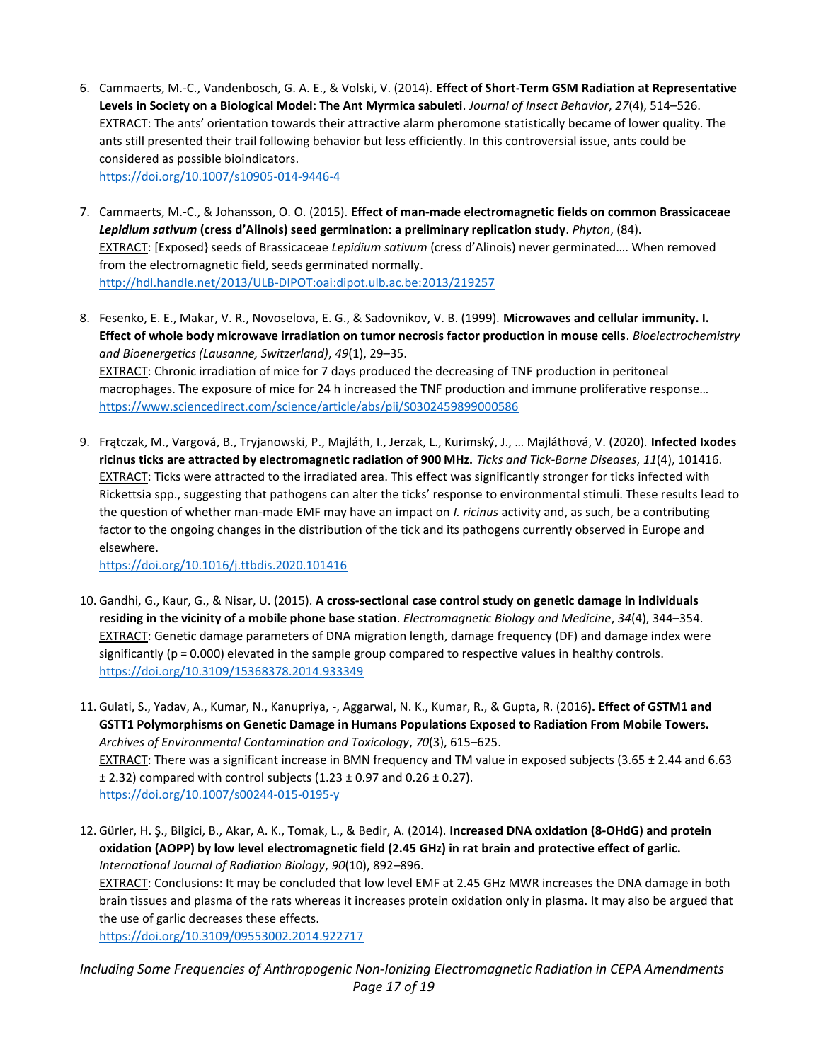6. Cammaerts, M.-C., Vandenbosch, G. A. E., & Volski, V. (2014). **Effect of Short-Term GSM Radiation at Representative Levels in Society on a Biological Model: The Ant Myrmica sabuleti**. *Journal of Insect Behavior*, *27*(4), 514–526.
   EXTRACT: The ants' orientation towards their attractive alarm pheromone statistically became of lower quality. The ants still presented their trail following behavior but less efficiently. In this controversial issue, ants could be considered as possible bioindicators.
   https://doi.org/10.1007/s10905-014-9446-4

7. Cammaerts, M.-C., & Johansson, O. O. (2015). **Effect of man-made electromagnetic fields on common Brassicaceae *Lepidium sativum* (cress d'Alinois) seed germination: a preliminary replication study**. *Phyton*, (84).
   EXTRACT: [Exposed} seeds of Brassicaceae *Lepidium sativum* (cress d'Alinois) never germinated…. When removed from the electromagnetic field, seeds germinated normally.
   http://hdl.handle.net/2013/ULB-DIPOT:oai:dipot.ulb.ac.be:2013/219257

8. Fesenko, E. E., Makar, V. R., Novoselova, E. G., & Sadovnikov, V. B. (1999). **Microwaves and cellular immunity. I. Effect of whole body microwave irradiation on tumor necrosis factor production in mouse cells**. *Bioelectrochemistry and Bioenergetics (Lausanne, Switzerland)*, *49*(1), 29–35.
   EXTRACT: Chronic irradiation of mice for 7 days produced the decreasing of TNF production in peritoneal macrophages. The exposure of mice for 24 h increased the TNF production and immune proliferative response…
   https://www.sciencedirect.com/science/article/abs/pii/S0302459899000586

9. Frątczak, M., Vargová, B., Tryjanowski, P., Majláth, I., Jerzak, L., Kurimský, J., … Majláthová, V. (2020). **Infected Ixodes ricinus ticks are attracted by electromagnetic radiation of 900 MHz.** *Ticks and Tick-Borne Diseases*, *11*(4), 101416.
   EXTRACT: Ticks were attracted to the irradiated area. This effect was significantly stronger for ticks infected with Rickettsia spp., suggesting that pathogens can alter the ticks' response to environmental stimuli. These results lead to the question of whether man-made EMF may have an impact on *I. ricinus* activity and, as such, be a contributing factor to the ongoing changes in the distribution of the tick and its pathogens currently observed in Europe and elsewhere.
   https://doi.org/10.1016/j.ttbdis.2020.101416

10. Gandhi, G., Kaur, G., & Nisar, U. (2015). **A cross-sectional case control study on genetic damage in individuals residing in the vicinity of a mobile phone base station**. *Electromagnetic Biology and Medicine*, *34*(4), 344–354.
    EXTRACT: Genetic damage parameters of DNA migration length, damage frequency (DF) and damage index were significantly (p = 0.000) elevated in the sample group compared to respective values in healthy controls.
    https://doi.org/10.3109/15368378.2014.933349

11. Gulati, S., Yadav, A., Kumar, N., Kanupriya, -, Aggarwal, N. K., Kumar, R., & Gupta, R. (2016**). Effect of GSTM1 and GSTT1 Polymorphisms on Genetic Damage in Humans Populations Exposed to Radiation From Mobile Towers.** *Archives of Environmental Contamination and Toxicology*, *70*(3), 615–625.
    EXTRACT: There was a significant increase in BMN frequency and TM value in exposed subjects (3.65 ± 2.44 and 6.63 ± 2.32) compared with control subjects (1.23 ± 0.97 and 0.26 ± 0.27).
    https://doi.org/10.1007/s00244-015-0195-y

12. Gürler, H. Ş., Bilgici, B., Akar, A. K., Tomak, L., & Bedir, A. (2014). **Increased DNA oxidation (8-OHdG) and protein oxidation (AOPP) by low level electromagnetic field (2.45 GHz) in rat brain and protective effect of garlic.** *International Journal of Radiation Biology*, *90*(10), 892–896.
    EXTRACT: Conclusions: It may be concluded that low level EMF at 2.45 GHz MWR increases the DNA damage in both brain tissues and plasma of the rats whereas it increases protein oxidation only in plasma. It may also be argued that the use of garlic decreases these effects.
    https://doi.org/10.3109/09553002.2014.922717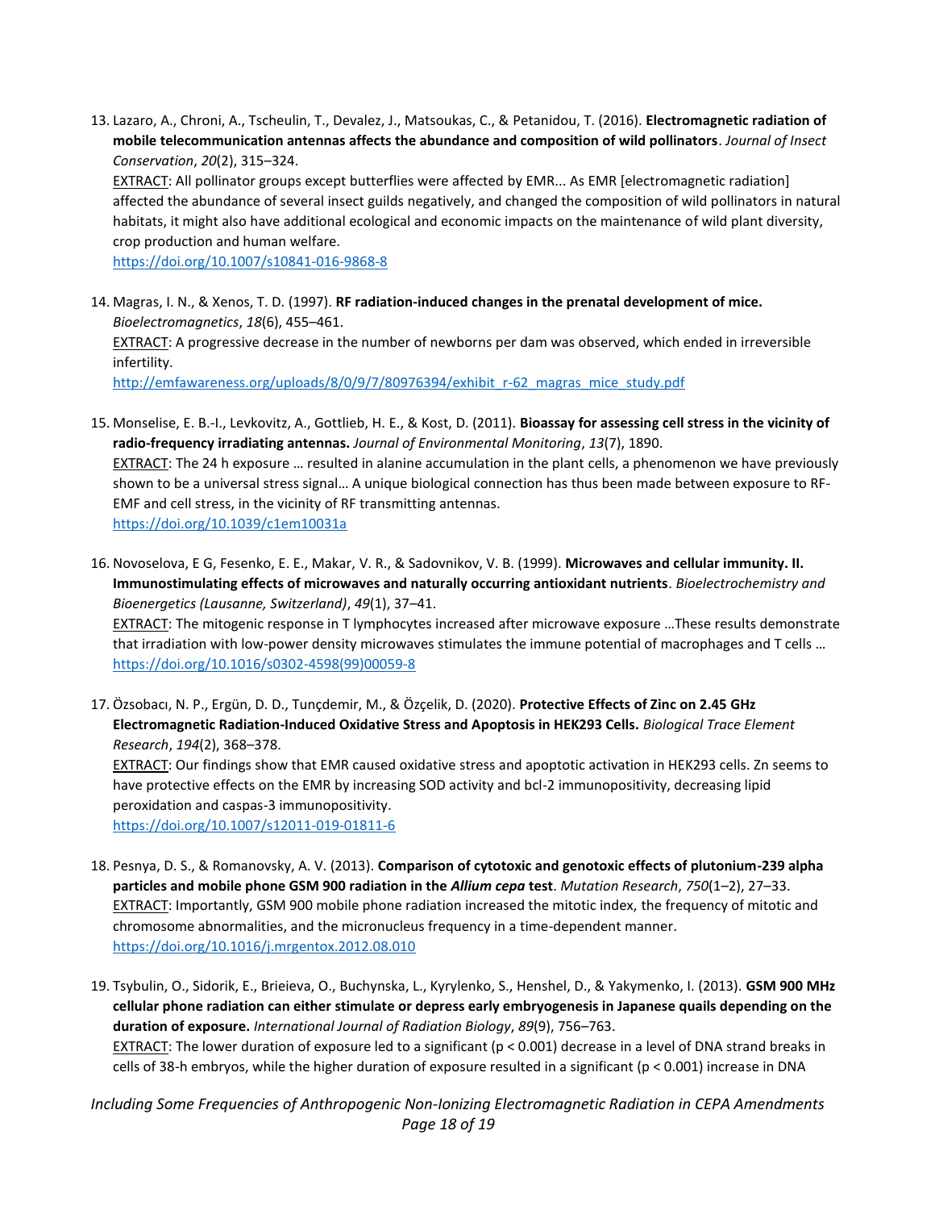13. Lazaro, A., Chroni, A., Tscheulin, T., Devalez, J., Matsoukas, C., & Petanidou, T. (2016). **Electromagnetic radiation of mobile telecommunication antennas affects the abundance and composition of wild pollinators**. *Journal of Insect Conservation*, *20*(2), 315–324.
    EXTRACT: All pollinator groups except butterflies were affected by EMR... As EMR [electromagnetic radiation] affected the abundance of several insect guilds negatively, and changed the composition of wild pollinators in natural habitats, it might also have additional ecological and economic impacts on the maintenance of wild plant diversity, crop production and human welfare.
    https://doi.org/10.1007/s10841-016-9868-8

14. Magras, I. N., & Xenos, T. D. (1997). **RF radiation-induced changes in the prenatal development of mice.** *Bioelectromagnetics*, *18*(6), 455–461.
    EXTRACT: A progressive decrease in the number of newborns per dam was observed, which ended in irreversible infertility.
    http://emfawareness.org/uploads/8/0/9/7/80976394/exhibit_r-62_magras_mice_study.pdf

15. Monselise, E. B.-I., Levkovitz, A., Gottlieb, H. E., & Kost, D. (2011). **Bioassay for assessing cell stress in the vicinity of radio-frequency irradiating antennas.** *Journal of Environmental Monitoring*, *13*(7), 1890.
    EXTRACT: The 24 h exposure … resulted in alanine accumulation in the plant cells, a phenomenon we have previously shown to be a universal stress signal… A unique biological connection has thus been made between exposure to RF-EMF and cell stress, in the vicinity of RF transmitting antennas.
    https://doi.org/10.1039/c1em10031a

16. Novoselova, E G, Fesenko, E. E., Makar, V. R., & Sadovnikov, V. B. (1999). **Microwaves and cellular immunity. II. Immunostimulating effects of microwaves and naturally occurring antioxidant nutrients**. *Bioelectrochemistry and Bioenergetics (Lausanne, Switzerland)*, *49*(1), 37–41.
    EXTRACT: The mitogenic response in T lymphocytes increased after microwave exposure …These results demonstrate that irradiation with low-power density microwaves stimulates the immune potential of macrophages and T cells …
    https://doi.org/10.1016/s0302-4598(99)00059-8

17. Özsobacı, N. P., Ergün, D. D., Tunçdemir, M., & Özçelik, D. (2020). **Protective Effects of Zinc on 2.45 GHz Electromagnetic Radiation-Induced Oxidative Stress and Apoptosis in HEK293 Cells.** *Biological Trace Element Research*, *194*(2), 368–378.
    EXTRACT: Our findings show that EMR caused oxidative stress and apoptotic activation in HEK293 cells. Zn seems to have protective effects on the EMR by increasing SOD activity and bcl-2 immunopositivity, decreasing lipid peroxidation and caspas-3 immunopositivity.
    https://doi.org/10.1007/s12011-019-01811-6

18. Pesnya, D. S., & Romanovsky, A. V. (2013). **Comparison of cytotoxic and genotoxic effects of plutonium-239 alpha particles and mobile phone GSM 900 radiation in the *Allium cepa* test**. *Mutation Research*, *750*(1–2), 27–33.
    EXTRACT: Importantly, GSM 900 mobile phone radiation increased the mitotic index, the frequency of mitotic and chromosome abnormalities, and the micronucleus frequency in a time-dependent manner.
    https://doi.org/10.1016/j.mrgentox.2012.08.010

19. Tsybulin, O., Sidorik, E., Brieieva, O., Buchynska, L., Kyrylenko, S., Henshel, D., & Yakymenko, I. (2013). **GSM 900 MHz cellular phone radiation can either stimulate or depress early embryogenesis in Japanese quails depending on the duration of exposure.** *International Journal of Radiation Biology*, *89*(9), 756–763.
    EXTRACT: The lower duration of exposure led to a significant ($p < 0.001$) decrease in a level of DNA strand breaks in cells of 38-h embryos, while the higher duration of exposure resulted in a significant ($p < 0.001$) increase in DNA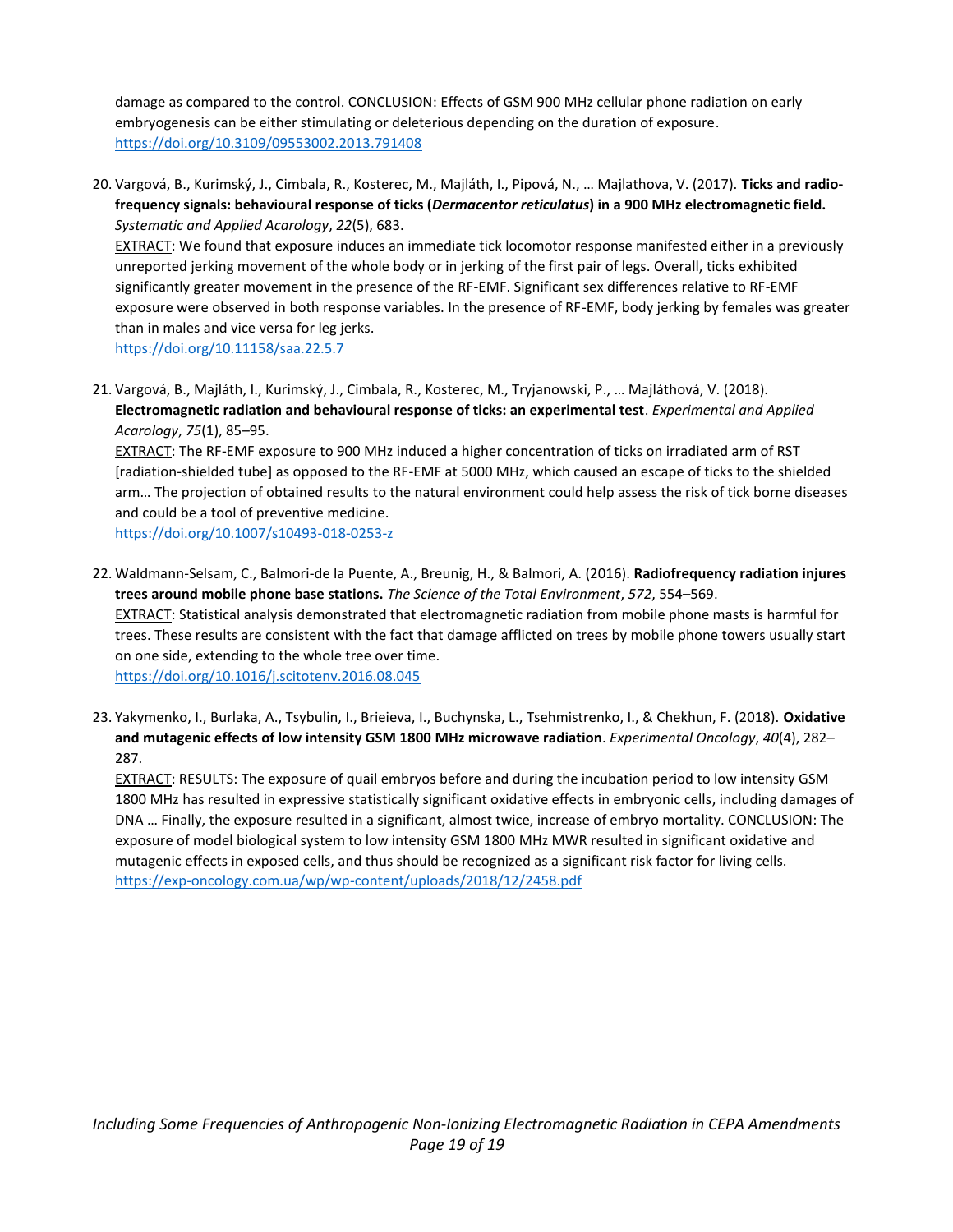damage as compared to the control. CONCLUSION: Effects of GSM 900 MHz cellular phone radiation on early embryogenesis can be either stimulating or deleterious depending on the duration of exposure.
https://doi.org/10.3109/09553002.2013.791408

20. Vargová, B., Kurimský, J., Cimbala, R., Kosterec, M., Majláth, I., Pipová, N., … Majlathova, V. (2017). **Ticks and radio-frequency signals: behavioural response of ticks (*Dermacentor reticulatus*) in a 900 MHz electromagnetic field.** *Systematic and Applied Acarology*, *22*(5), 683.
EXTRACT: We found that exposure induces an immediate tick locomotor response manifested either in a previously unreported jerking movement of the whole body or in jerking of the first pair of legs. Overall, ticks exhibited significantly greater movement in the presence of the RF-EMF. Significant sex differences relative to RF-EMF exposure were observed in both response variables. In the presence of RF-EMF, body jerking by females was greater than in males and vice versa for leg jerks.
https://doi.org/10.11158/saa.22.5.7

21. Vargová, B., Majláth, I., Kurimský, J., Cimbala, R., Kosterec, M., Tryjanowski, P., … Majláthová, V. (2018). **Electromagnetic radiation and behavioural response of ticks: an experimental test**. *Experimental and Applied Acarology*, *75*(1), 85–95.
EXTRACT: The RF-EMF exposure to 900 MHz induced a higher concentration of ticks on irradiated arm of RST [radiation-shielded tube] as opposed to the RF-EMF at 5000 MHz, which caused an escape of ticks to the shielded arm… The projection of obtained results to the natural environment could help assess the risk of tick borne diseases and could be a tool of preventive medicine.
https://doi.org/10.1007/s10493-018-0253-z

22. Waldmann-Selsam, C., Balmori-de la Puente, A., Breunig, H., & Balmori, A. (2016). **Radiofrequency radiation injures trees around mobile phone base stations.** *The Science of the Total Environment*, *572*, 554–569.
EXTRACT: Statistical analysis demonstrated that electromagnetic radiation from mobile phone masts is harmful for trees. These results are consistent with the fact that damage afflicted on trees by mobile phone towers usually start on one side, extending to the whole tree over time.
https://doi.org/10.1016/j.scitotenv.2016.08.045

23. Yakymenko, I., Burlaka, A., Tsybulin, I., Brieieva, I., Buchynska, L., Tsehmistrenko, I., & Chekhun, F. (2018). **Oxidative and mutagenic effects of low intensity GSM 1800 MHz microwave radiation**. *Experimental Oncology*, *40*(4), 282–287.
EXTRACT: RESULTS: The exposure of quail embryos before and during the incubation period to low intensity GSM 1800 MHz has resulted in expressive statistically significant oxidative effects in embryonic cells, including damages of DNA … Finally, the exposure resulted in a significant, almost twice, increase of embryo mortality. CONCLUSION: The exposure of model biological system to low intensity GSM 1800 MHz MWR resulted in significant oxidative and mutagenic effects in exposed cells, and thus should be recognized as a significant risk factor for living cells.
https://exp-oncology.com.ua/wp/wp-content/uploads/2018/12/2458.pdf